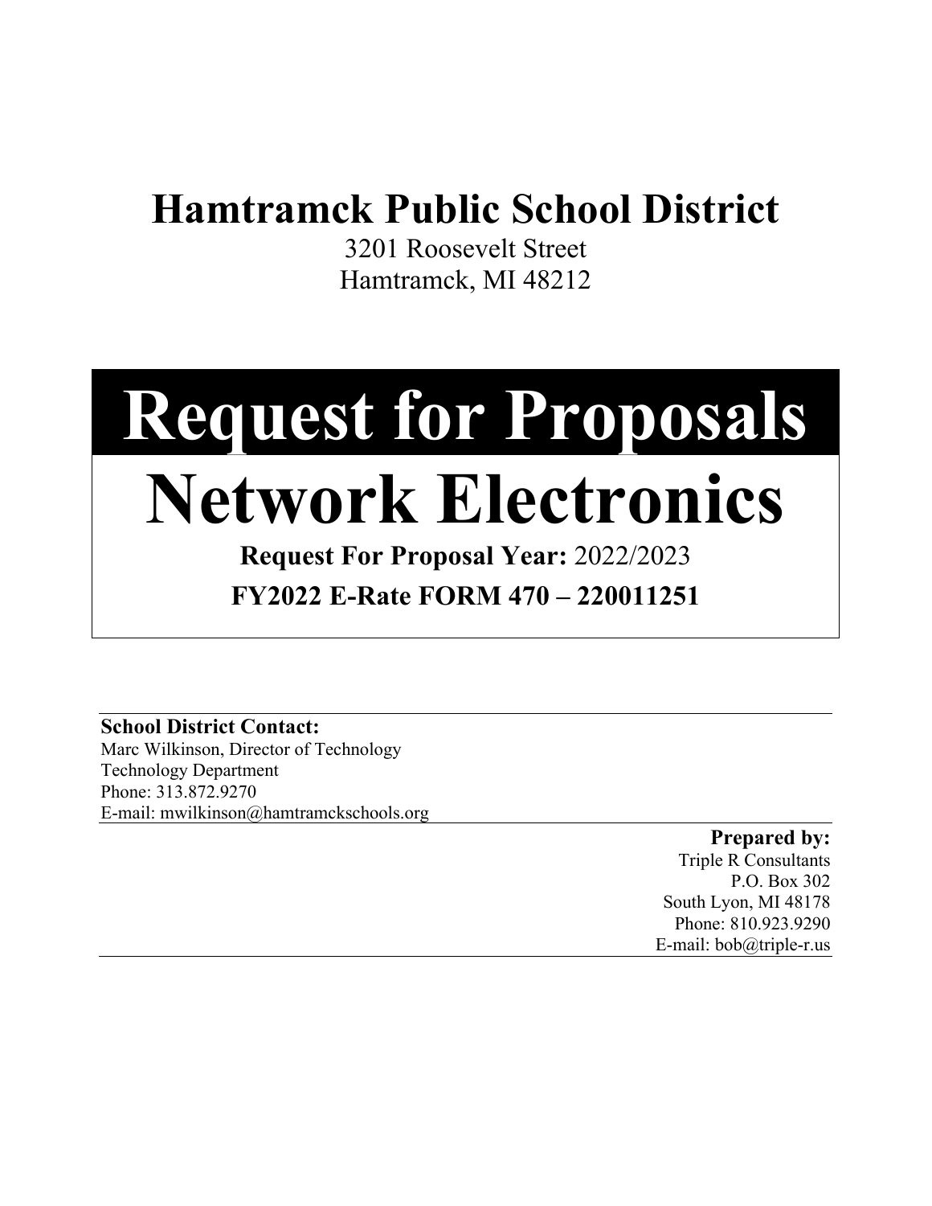# Hamtramck Public School District

3201 Roosevelt Street
Hamtramck, MI 48212

# Request for Proposals

# Network Electronics

**Request For Proposal Year:** 2022/2023

**FY2022 E-Rate FORM 470 – 220011251**

**School District Contact:**
Marc Wilkinson, Director of Technology
Technology Department
Phone: 313.872.9270
E-mail: mwilkinson@hamtramckschools.org

**Prepared by:**
Triple R Consultants
P.O. Box 302
South Lyon, MI 48178
Phone: 810.923.9290
E-mail: bob@triple-r.us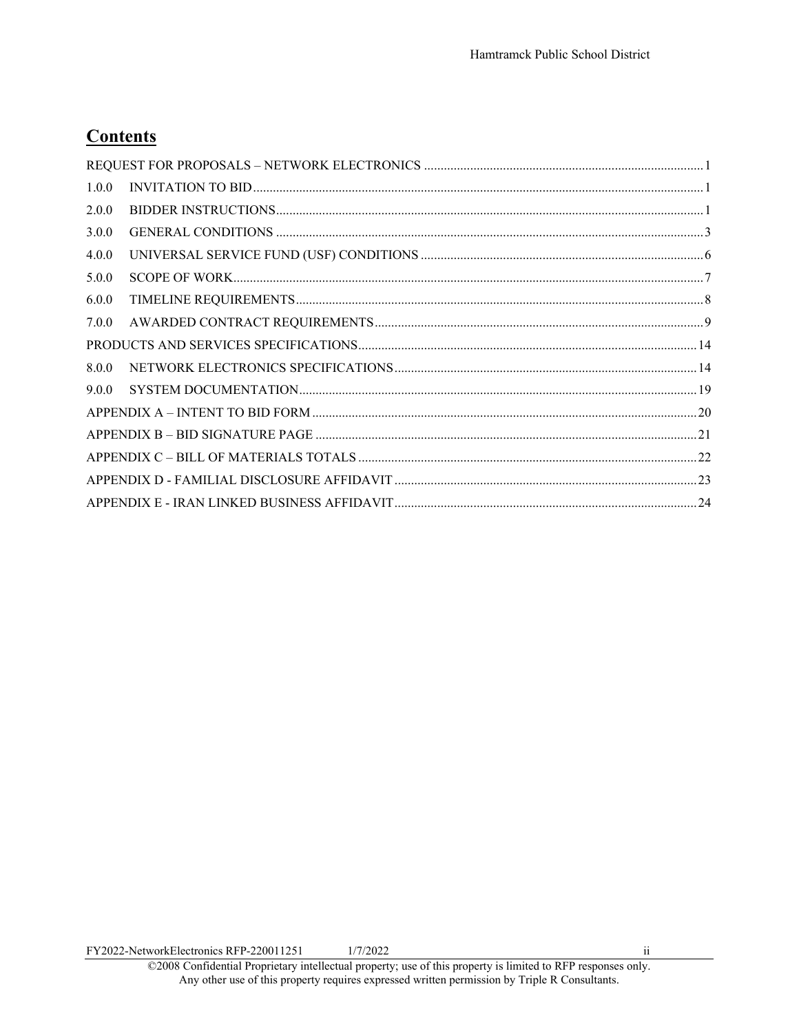# Contents

REQUEST FOR PROPOSALS – NETWORK ELECTRONICS .......... 1

1.0.0 INVITATION TO BID .......... 1

2.0.0 BIDDER INSTRUCTIONS .......... 1

3.0.0 GENERAL CONDITIONS .......... 3

4.0.0 UNIVERSAL SERVICE FUND (USF) CONDITIONS .......... 6

5.0.0 SCOPE OF WORK .......... 7

6.0.0 TIMELINE REQUIREMENTS .......... 8

7.0.0 AWARDED CONTRACT REQUIREMENTS .......... 9

PRODUCTS AND SERVICES SPECIFICATIONS .......... 14

8.0.0 NETWORK ELECTRONICS SPECIFICATIONS .......... 14

9.0.0 SYSTEM DOCUMENTATION .......... 19

APPENDIX A – INTENT TO BID FORM .......... 20

APPENDIX B – BID SIGNATURE PAGE .......... 21

APPENDIX C – BILL OF MATERIALS TOTALS .......... 22

APPENDIX D - FAMILIAL DISCLOSURE AFFIDAVIT .......... 23

APPENDIX E - IRAN LINKED BUSINESS AFFIDAVIT .......... 24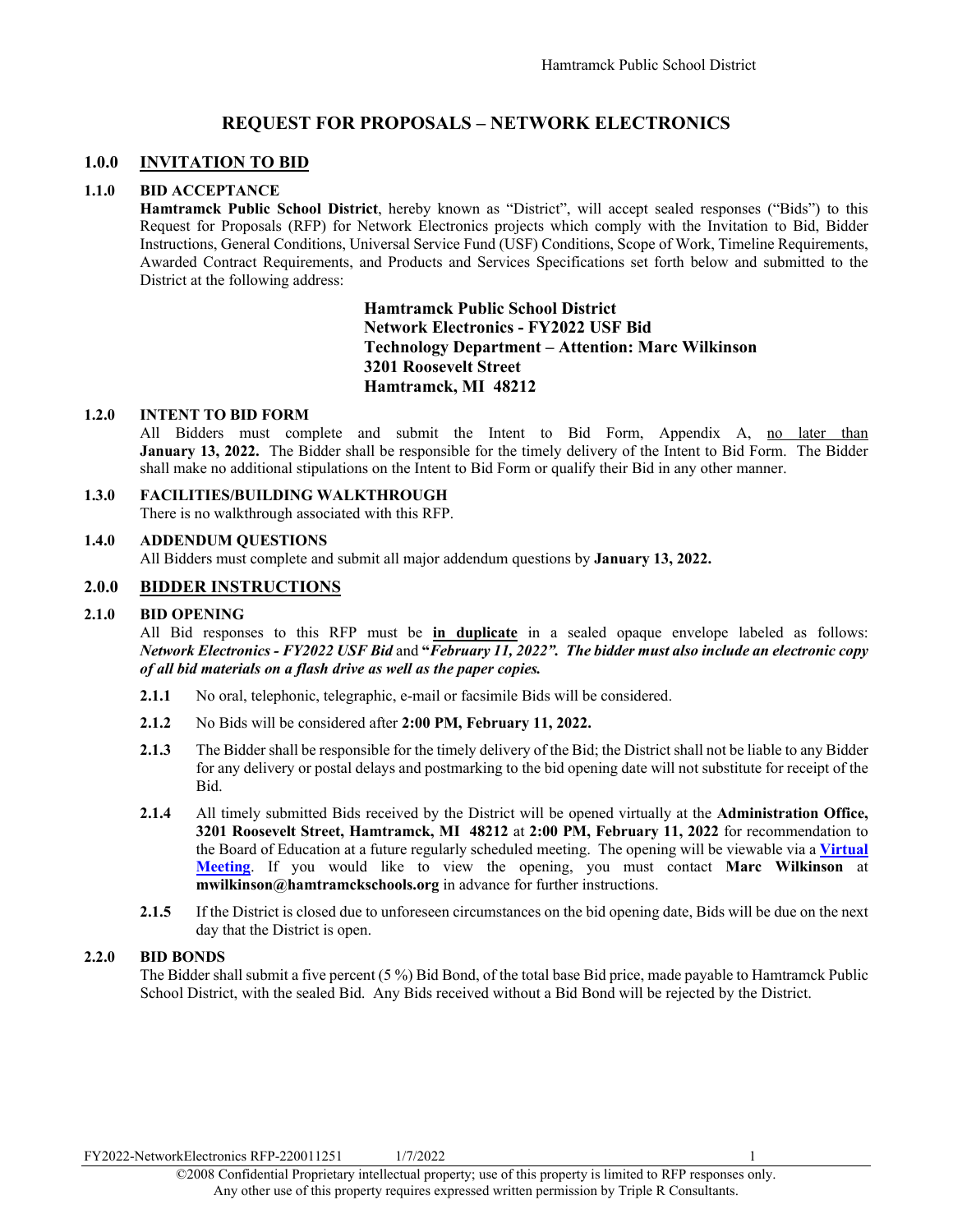# REQUEST FOR PROPOSALS – NETWORK ELECTRONICS

## 1.0.0 INVITATION TO BID

### 1.1.0 BID ACCEPTANCE

**Hamtramck Public School District**, hereby known as "District", will accept sealed responses ("Bids") to this Request for Proposals (RFP) for Network Electronics projects which comply with the Invitation to Bid, Bidder Instructions, General Conditions, Universal Service Fund (USF) Conditions, Scope of Work, Timeline Requirements, Awarded Contract Requirements, and Products and Services Specifications set forth below and submitted to the District at the following address:

**Hamtramck Public School District**
**Network Electronics - FY2022 USF Bid**
**Technology Department – Attention: Marc Wilkinson**
**3201 Roosevelt Street**
**Hamtramck, MI 48212**

### 1.2.0 INTENT TO BID FORM

All Bidders must complete and submit the Intent to Bid Form, Appendix A, no later than **January 13, 2022.** The Bidder shall be responsible for the timely delivery of the Intent to Bid Form. The Bidder shall make no additional stipulations on the Intent to Bid Form or qualify their Bid in any other manner.

### 1.3.0 FACILITIES/BUILDING WALKTHROUGH

There is no walkthrough associated with this RFP.

### 1.4.0 ADDENDUM QUESTIONS

All Bidders must complete and submit all major addendum questions by **January 13, 2022.**

## 2.0.0 BIDDER INSTRUCTIONS

### 2.1.0 BID OPENING

All Bid responses to this RFP must be **in duplicate** in a sealed opaque envelope labeled as follows: ***Network Electronics - FY2022 USF Bid*** and **"*February 11, 2022". The bidder must also include an electronic copy of all bid materials on a flash drive as well as the paper copies.***

- **2.1.1** No oral, telephonic, telegraphic, e-mail or facsimile Bids will be considered.
- **2.1.2** No Bids will be considered after **2:00 PM, February 11, 2022.**
- **2.1.3** The Bidder shall be responsible for the timely delivery of the Bid; the District shall not be liable to any Bidder for any delivery or postal delays and postmarking to the bid opening date will not substitute for receipt of the Bid.
- **2.1.4** All timely submitted Bids received by the District will be opened virtually at the **Administration Office, 3201 Roosevelt Street, Hamtramck, MI 48212** at **2:00 PM, February 11, 2022** for recommendation to the Board of Education at a future regularly scheduled meeting. The opening will be viewable via a **Virtual Meeting**. If you would like to view the opening, you must contact **Marc Wilkinson** at **mwilkinson@hamtramckschools.org** in advance for further instructions.
- **2.1.5** If the District is closed due to unforeseen circumstances on the bid opening date, Bids will be due on the next day that the District is open.

### 2.2.0 BID BONDS

The Bidder shall submit a five percent (5 %) Bid Bond, of the total base Bid price, made payable to Hamtramck Public School District, with the sealed Bid. Any Bids received without a Bid Bond will be rejected by the District.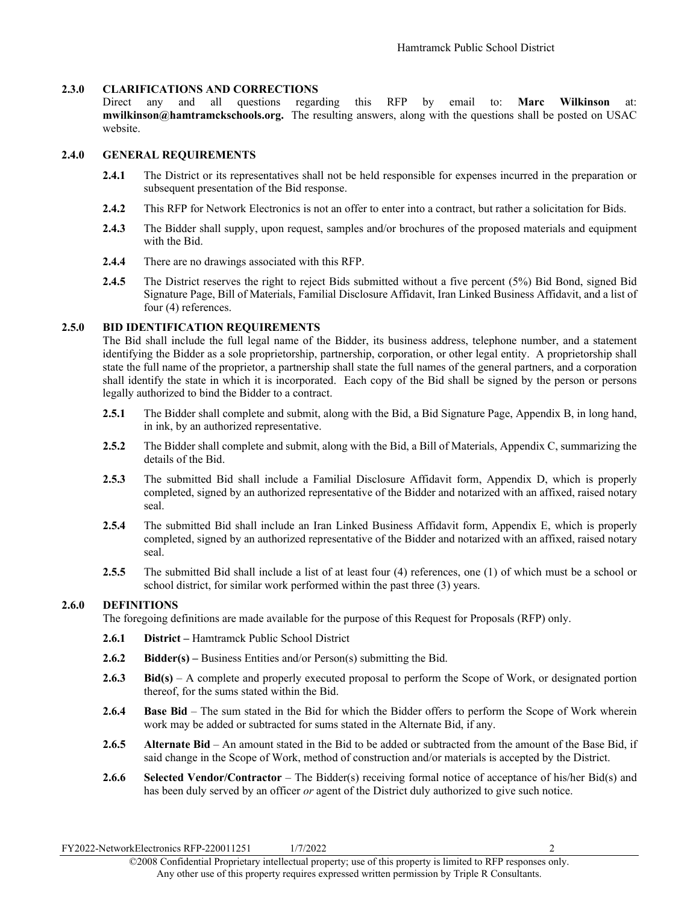### 2.3.0 CLARIFICATIONS AND CORRECTIONS

Direct any and all questions regarding this RFP by email to: **Marc Wilkinson** at: **mwilkinson@hamtramckschools.org.** The resulting answers, along with the questions shall be posted on USAC website.

### 2.4.0 GENERAL REQUIREMENTS

**2.4.1** The District or its representatives shall not be held responsible for expenses incurred in the preparation or subsequent presentation of the Bid response.

**2.4.2** This RFP for Network Electronics is not an offer to enter into a contract, but rather a solicitation for Bids.

**2.4.3** The Bidder shall supply, upon request, samples and/or brochures of the proposed materials and equipment with the Bid.

**2.4.4** There are no drawings associated with this RFP.

**2.4.5** The District reserves the right to reject Bids submitted without a five percent (5%) Bid Bond, signed Bid Signature Page, Bill of Materials, Familial Disclosure Affidavit, Iran Linked Business Affidavit, and a list of four (4) references.

### 2.5.0 BID IDENTIFICATION REQUIREMENTS

The Bid shall include the full legal name of the Bidder, its business address, telephone number, and a statement identifying the Bidder as a sole proprietorship, partnership, corporation, or other legal entity. A proprietorship shall state the full name of the proprietor, a partnership shall state the full names of the general partners, and a corporation shall identify the state in which it is incorporated. Each copy of the Bid shall be signed by the person or persons legally authorized to bind the Bidder to a contract.

**2.5.1** The Bidder shall complete and submit, along with the Bid, a Bid Signature Page, Appendix B, in long hand, in ink, by an authorized representative.

**2.5.2** The Bidder shall complete and submit, along with the Bid, a Bill of Materials, Appendix C, summarizing the details of the Bid.

**2.5.3** The submitted Bid shall include a Familial Disclosure Affidavit form, Appendix D, which is properly completed, signed by an authorized representative of the Bidder and notarized with an affixed, raised notary seal.

**2.5.4** The submitted Bid shall include an Iran Linked Business Affidavit form, Appendix E, which is properly completed, signed by an authorized representative of the Bidder and notarized with an affixed, raised notary seal.

**2.5.5** The submitted Bid shall include a list of at least four (4) references, one (1) of which must be a school or school district, for similar work performed within the past three (3) years.

### 2.6.0 DEFINITIONS

The foregoing definitions are made available for the purpose of this Request for Proposals (RFP) only.

**2.6.1** **District –** Hamtramck Public School District

**2.6.2** **Bidder(s) –** Business Entities and/or Person(s) submitting the Bid.

**2.6.3** **Bid(s)** – A complete and properly executed proposal to perform the Scope of Work, or designated portion thereof, for the sums stated within the Bid.

**2.6.4** **Base Bid** – The sum stated in the Bid for which the Bidder offers to perform the Scope of Work wherein work may be added or subtracted for sums stated in the Alternate Bid, if any.

**2.6.5** **Alternate Bid** – An amount stated in the Bid to be added or subtracted from the amount of the Base Bid, if said change in the Scope of Work, method of construction and/or materials is accepted by the District.

**2.6.6** **Selected Vendor/Contractor** – The Bidder(s) receiving formal notice of acceptance of his/her Bid(s) and has been duly served by an officer *or* agent of the District duly authorized to give such notice.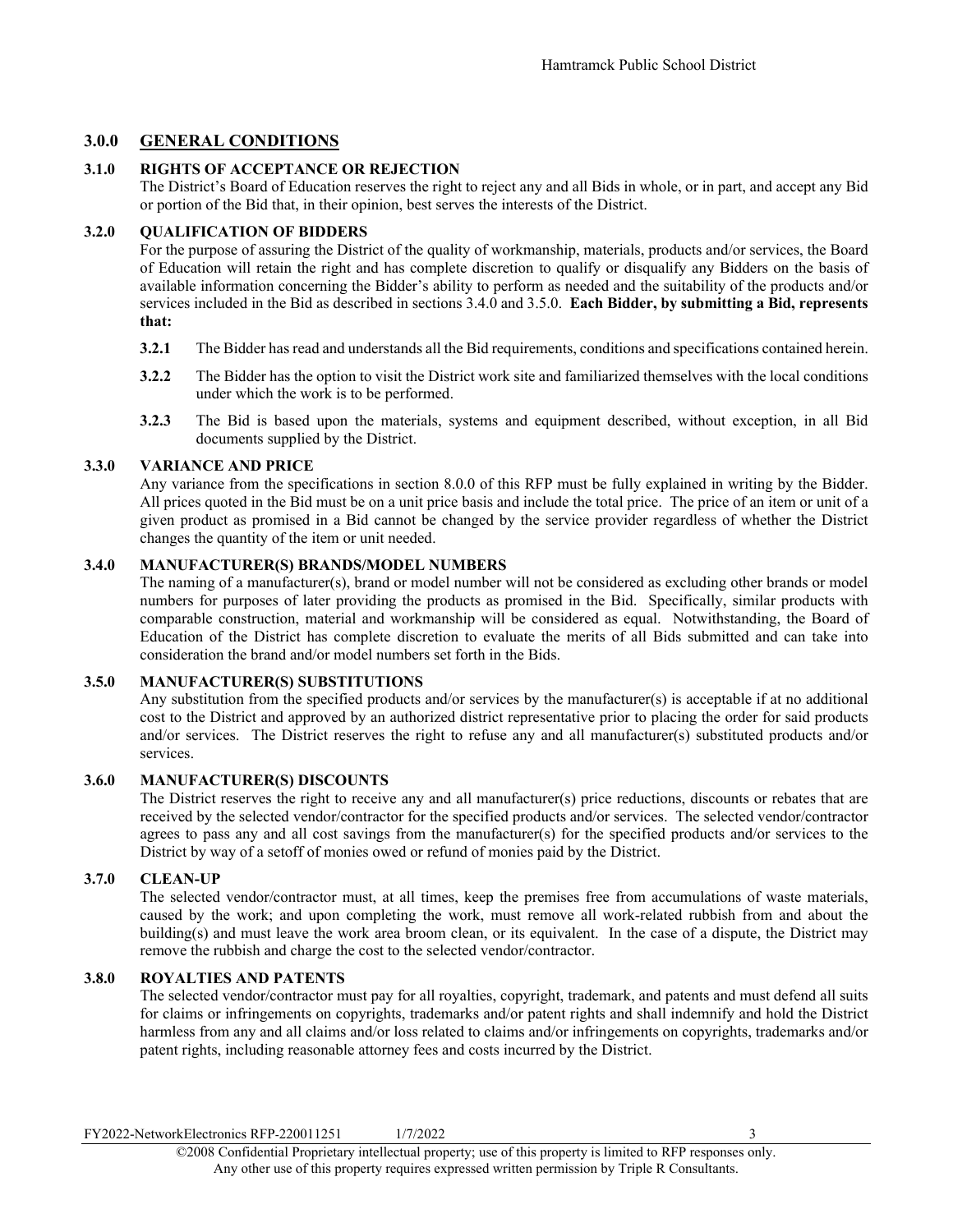## 3.0.0 GENERAL CONDITIONS

### 3.1.0 RIGHTS OF ACCEPTANCE OR REJECTION

The District's Board of Education reserves the right to reject any and all Bids in whole, or in part, and accept any Bid or portion of the Bid that, in their opinion, best serves the interests of the District.

### 3.2.0 QUALIFICATION OF BIDDERS

For the purpose of assuring the District of the quality of workmanship, materials, products and/or services, the Board of Education will retain the right and has complete discretion to qualify or disqualify any Bidders on the basis of available information concerning the Bidder's ability to perform as needed and the suitability of the products and/or services included in the Bid as described in sections 3.4.0 and 3.5.0. **Each Bidder, by submitting a Bid, represents that:**

- **3.2.1** The Bidder has read and understands all the Bid requirements, conditions and specifications contained herein.
- **3.2.2** The Bidder has the option to visit the District work site and familiarized themselves with the local conditions under which the work is to be performed.
- **3.2.3** The Bid is based upon the materials, systems and equipment described, without exception, in all Bid documents supplied by the District.

### 3.3.0 VARIANCE AND PRICE

Any variance from the specifications in section 8.0.0 of this RFP must be fully explained in writing by the Bidder. All prices quoted in the Bid must be on a unit price basis and include the total price. The price of an item or unit of a given product as promised in a Bid cannot be changed by the service provider regardless of whether the District changes the quantity of the item or unit needed.

### 3.4.0 MANUFACTURER(S) BRANDS/MODEL NUMBERS

The naming of a manufacturer(s), brand or model number will not be considered as excluding other brands or model numbers for purposes of later providing the products as promised in the Bid. Specifically, similar products with comparable construction, material and workmanship will be considered as equal. Notwithstanding, the Board of Education of the District has complete discretion to evaluate the merits of all Bids submitted and can take into consideration the brand and/or model numbers set forth in the Bids.

### 3.5.0 MANUFACTURER(S) SUBSTITUTIONS

Any substitution from the specified products and/or services by the manufacturer(s) is acceptable if at no additional cost to the District and approved by an authorized district representative prior to placing the order for said products and/or services. The District reserves the right to refuse any and all manufacturer(s) substituted products and/or services.

### 3.6.0 MANUFACTURER(S) DISCOUNTS

The District reserves the right to receive any and all manufacturer(s) price reductions, discounts or rebates that are received by the selected vendor/contractor for the specified products and/or services. The selected vendor/contractor agrees to pass any and all cost savings from the manufacturer(s) for the specified products and/or services to the District by way of a setoff of monies owed or refund of monies paid by the District.

### 3.7.0 CLEAN-UP

The selected vendor/contractor must, at all times, keep the premises free from accumulations of waste materials, caused by the work; and upon completing the work, must remove all work-related rubbish from and about the building(s) and must leave the work area broom clean, or its equivalent. In the case of a dispute, the District may remove the rubbish and charge the cost to the selected vendor/contractor.

### 3.8.0 ROYALTIES AND PATENTS

The selected vendor/contractor must pay for all royalties, copyright, trademark, and patents and must defend all suits for claims or infringements on copyrights, trademarks and/or patent rights and shall indemnify and hold the District harmless from any and all claims and/or loss related to claims and/or infringements on copyrights, trademarks and/or patent rights, including reasonable attorney fees and costs incurred by the District.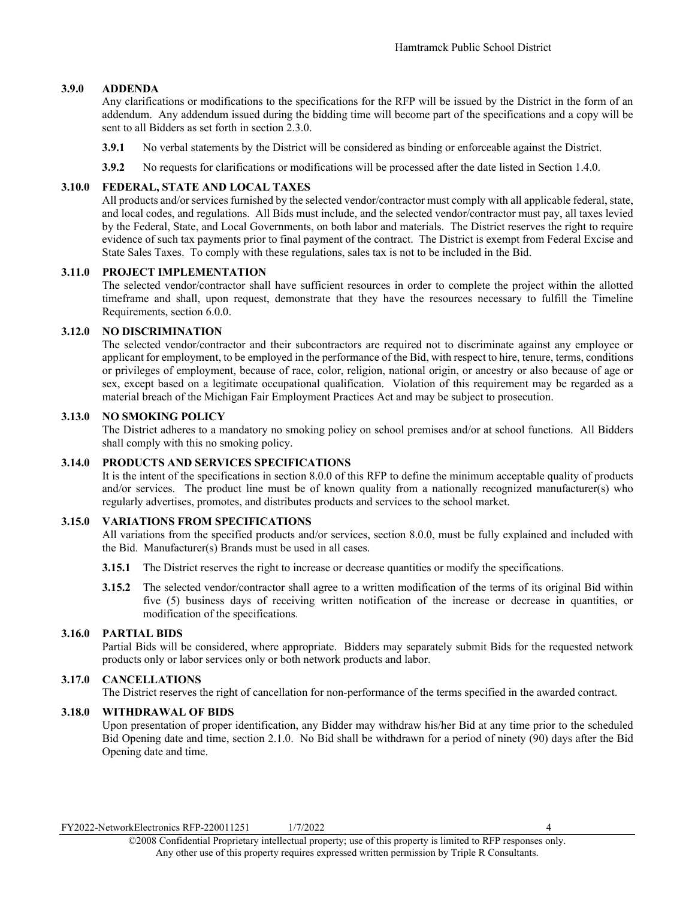### 3.9.0 ADDENDA

Any clarifications or modifications to the specifications for the RFP will be issued by the District in the form of an addendum. Any addendum issued during the bidding time will become part of the specifications and a copy will be sent to all Bidders as set forth in section 2.3.0.

**3.9.1** No verbal statements by the District will be considered as binding or enforceable against the District.

**3.9.2** No requests for clarifications or modifications will be processed after the date listed in Section 1.4.0.

### 3.10.0 FEDERAL, STATE AND LOCAL TAXES

All products and/or services furnished by the selected vendor/contractor must comply with all applicable federal, state, and local codes, and regulations. All Bids must include, and the selected vendor/contractor must pay, all taxes levied by the Federal, State, and Local Governments, on both labor and materials. The District reserves the right to require evidence of such tax payments prior to final payment of the contract. The District is exempt from Federal Excise and State Sales Taxes. To comply with these regulations, sales tax is not to be included in the Bid.

### 3.11.0 PROJECT IMPLEMENTATION

The selected vendor/contractor shall have sufficient resources in order to complete the project within the allotted timeframe and shall, upon request, demonstrate that they have the resources necessary to fulfill the Timeline Requirements, section 6.0.0.

### 3.12.0 NO DISCRIMINATION

The selected vendor/contractor and their subcontractors are required not to discriminate against any employee or applicant for employment, to be employed in the performance of the Bid, with respect to hire, tenure, terms, conditions or privileges of employment, because of race, color, religion, national origin, or ancestry or also because of age or sex, except based on a legitimate occupational qualification. Violation of this requirement may be regarded as a material breach of the Michigan Fair Employment Practices Act and may be subject to prosecution.

### 3.13.0 NO SMOKING POLICY

The District adheres to a mandatory no smoking policy on school premises and/or at school functions. All Bidders shall comply with this no smoking policy.

### 3.14.0 PRODUCTS AND SERVICES SPECIFICATIONS

It is the intent of the specifications in section 8.0.0 of this RFP to define the minimum acceptable quality of products and/or services. The product line must be of known quality from a nationally recognized manufacturer(s) who regularly advertises, promotes, and distributes products and services to the school market.

### 3.15.0 VARIATIONS FROM SPECIFICATIONS

All variations from the specified products and/or services, section 8.0.0, must be fully explained and included with the Bid. Manufacturer(s) Brands must be used in all cases.

**3.15.1** The District reserves the right to increase or decrease quantities or modify the specifications.

**3.15.2** The selected vendor/contractor shall agree to a written modification of the terms of its original Bid within five (5) business days of receiving written notification of the increase or decrease in quantities, or modification of the specifications.

### 3.16.0 PARTIAL BIDS

Partial Bids will be considered, where appropriate. Bidders may separately submit Bids for the requested network products only or labor services only or both network products and labor.

### 3.17.0 CANCELLATIONS

The District reserves the right of cancellation for non-performance of the terms specified in the awarded contract.

### 3.18.0 WITHDRAWAL OF BIDS

Upon presentation of proper identification, any Bidder may withdraw his/her Bid at any time prior to the scheduled Bid Opening date and time, section 2.1.0. No Bid shall be withdrawn for a period of ninety (90) days after the Bid Opening date and time.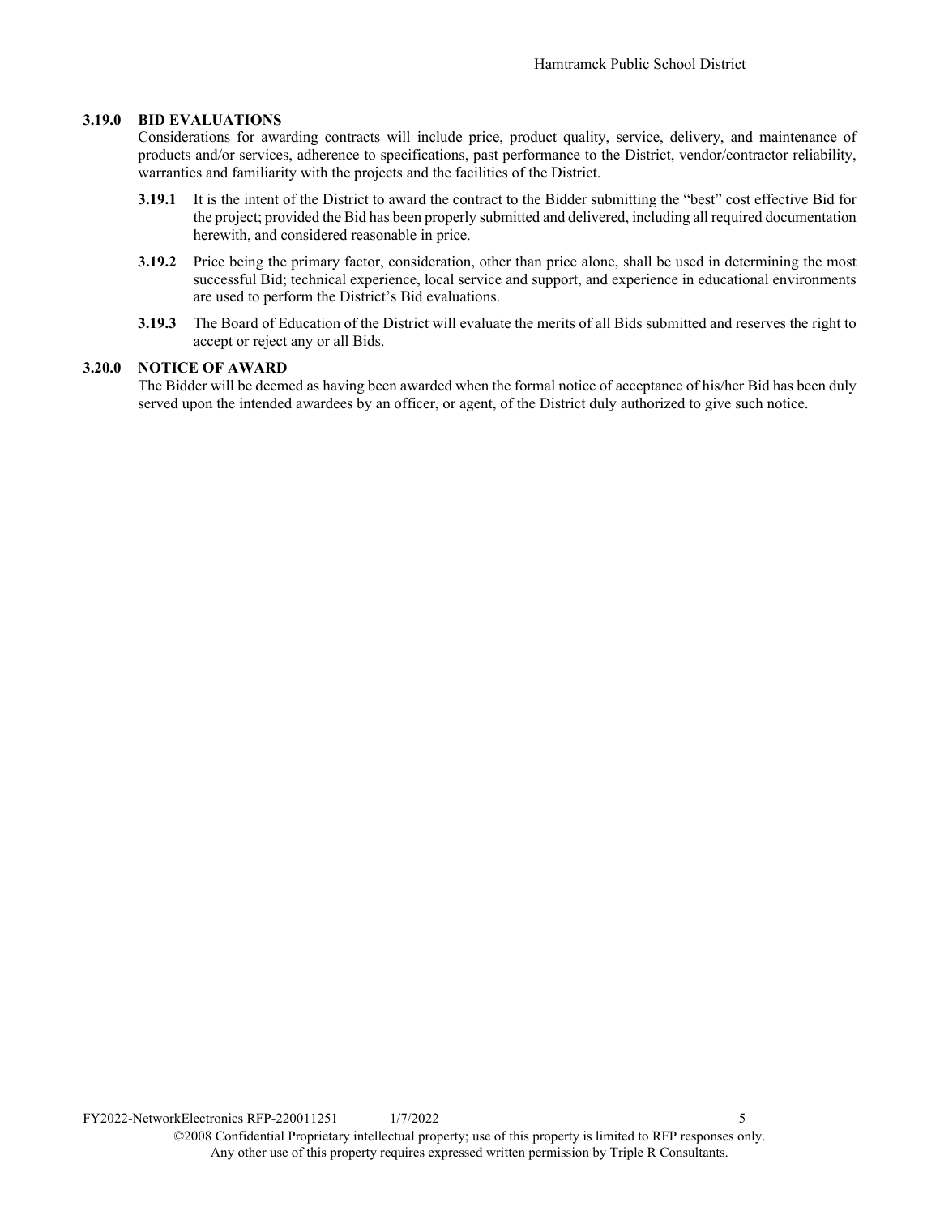**3.19.0 BID EVALUATIONS**

Considerations for awarding contracts will include price, product quality, service, delivery, and maintenance of products and/or services, adherence to specifications, past performance to the District, vendor/contractor reliability, warranties and familiarity with the projects and the facilities of the District.

**3.19.1** It is the intent of the District to award the contract to the Bidder submitting the "best" cost effective Bid for the project; provided the Bid has been properly submitted and delivered, including all required documentation herewith, and considered reasonable in price.

**3.19.2** Price being the primary factor, consideration, other than price alone, shall be used in determining the most successful Bid; technical experience, local service and support, and experience in educational environments are used to perform the District's Bid evaluations.

**3.19.3** The Board of Education of the District will evaluate the merits of all Bids submitted and reserves the right to accept or reject any or all Bids.

**3.20.0 NOTICE OF AWARD**

The Bidder will be deemed as having been awarded when the formal notice of acceptance of his/her Bid has been duly served upon the intended awardees by an officer, or agent, of the District duly authorized to give such notice.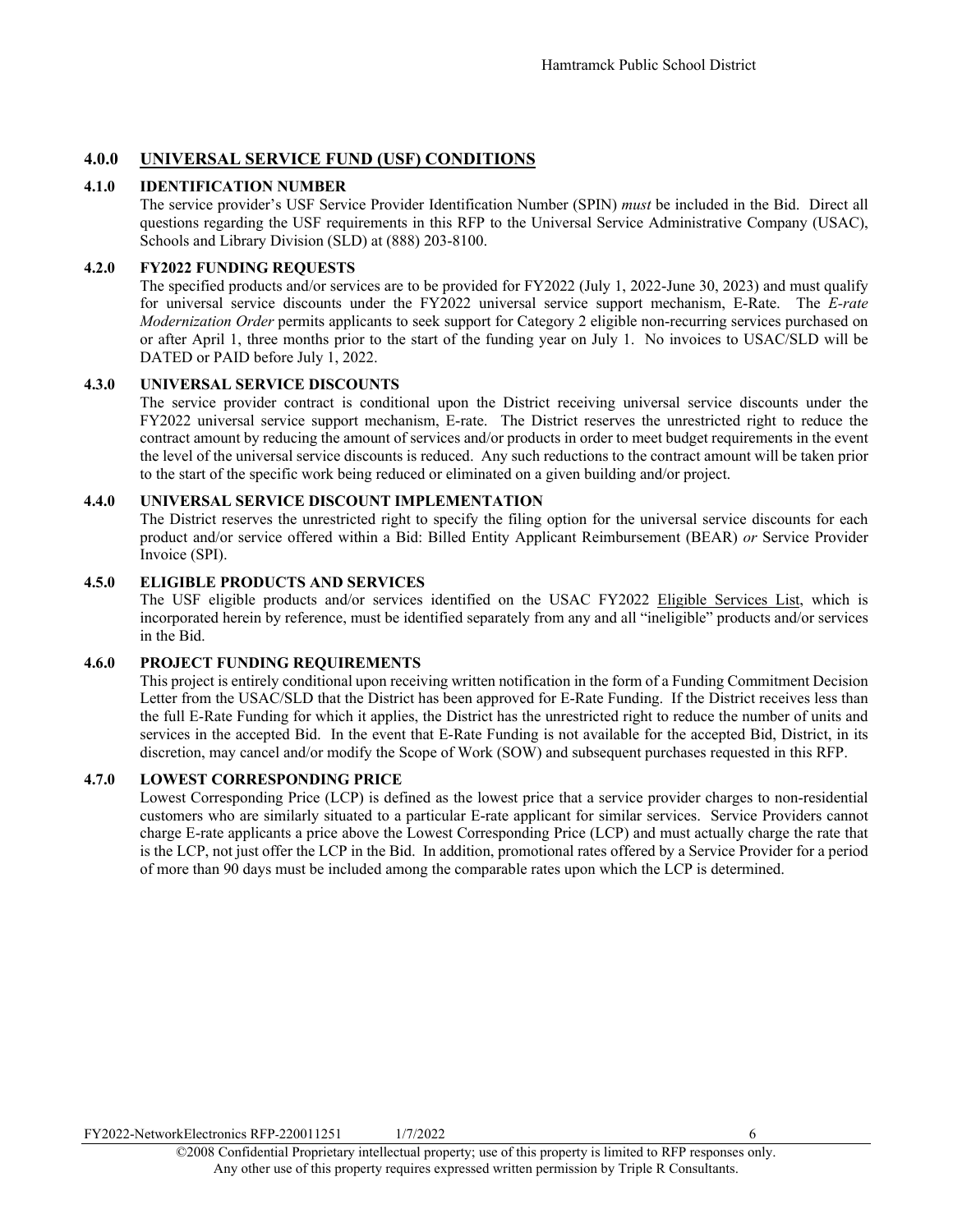## 4.0.0 UNIVERSAL SERVICE FUND (USF) CONDITIONS

### 4.1.0 IDENTIFICATION NUMBER

The service provider's USF Service Provider Identification Number (SPIN) *must* be included in the Bid. Direct all questions regarding the USF requirements in this RFP to the Universal Service Administrative Company (USAC), Schools and Library Division (SLD) at (888) 203-8100.

### 4.2.0 FY2022 FUNDING REQUESTS

The specified products and/or services are to be provided for FY2022 (July 1, 2022-June 30, 2023) and must qualify for universal service discounts under the FY2022 universal service support mechanism, E-Rate. The *E-rate Modernization Order* permits applicants to seek support for Category 2 eligible non-recurring services purchased on or after April 1, three months prior to the start of the funding year on July 1. No invoices to USAC/SLD will be DATED or PAID before July 1, 2022.

### 4.3.0 UNIVERSAL SERVICE DISCOUNTS

The service provider contract is conditional upon the District receiving universal service discounts under the FY2022 universal service support mechanism, E-rate. The District reserves the unrestricted right to reduce the contract amount by reducing the amount of services and/or products in order to meet budget requirements in the event the level of the universal service discounts is reduced. Any such reductions to the contract amount will be taken prior to the start of the specific work being reduced or eliminated on a given building and/or project.

### 4.4.0 UNIVERSAL SERVICE DISCOUNT IMPLEMENTATION

The District reserves the unrestricted right to specify the filing option for the universal service discounts for each product and/or service offered within a Bid: Billed Entity Applicant Reimbursement (BEAR) *or* Service Provider Invoice (SPI).

### 4.5.0 ELIGIBLE PRODUCTS AND SERVICES

The USF eligible products and/or services identified on the USAC FY2022 Eligible Services List, which is incorporated herein by reference, must be identified separately from any and all "ineligible" products and/or services in the Bid.

### 4.6.0 PROJECT FUNDING REQUIREMENTS

This project is entirely conditional upon receiving written notification in the form of a Funding Commitment Decision Letter from the USAC/SLD that the District has been approved for E-Rate Funding. If the District receives less than the full E-Rate Funding for which it applies, the District has the unrestricted right to reduce the number of units and services in the accepted Bid. In the event that E-Rate Funding is not available for the accepted Bid, District, in its discretion, may cancel and/or modify the Scope of Work (SOW) and subsequent purchases requested in this RFP.

### 4.7.0 LOWEST CORRESPONDING PRICE

Lowest Corresponding Price (LCP) is defined as the lowest price that a service provider charges to non-residential customers who are similarly situated to a particular E-rate applicant for similar services. Service Providers cannot charge E-rate applicants a price above the Lowest Corresponding Price (LCP) and must actually charge the rate that is the LCP, not just offer the LCP in the Bid. In addition, promotional rates offered by a Service Provider for a period of more than 90 days must be included among the comparable rates upon which the LCP is determined.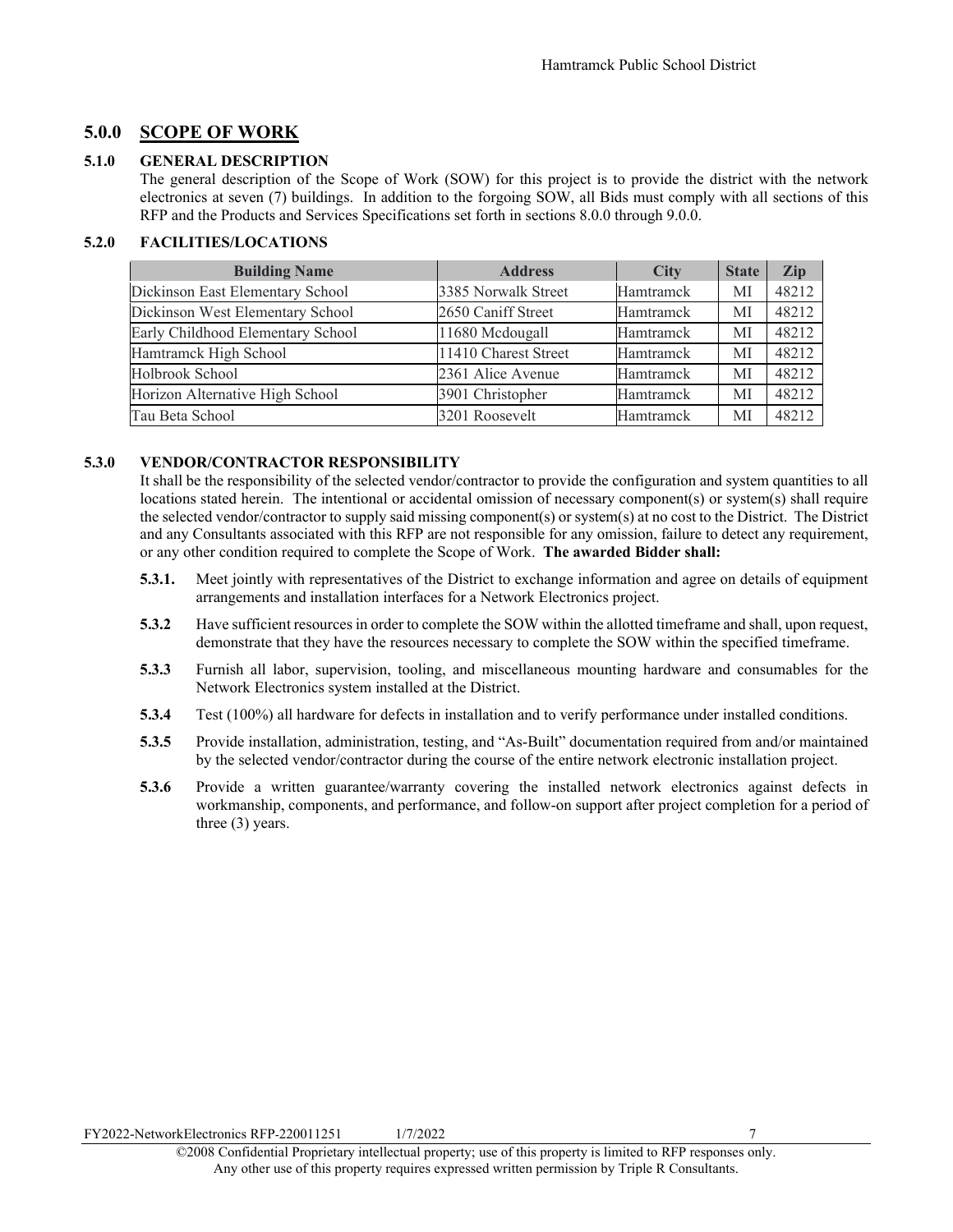## 5.0.0 SCOPE OF WORK

### 5.1.0 GENERAL DESCRIPTION

The general description of the Scope of Work (SOW) for this project is to provide the district with the network electronics at seven (7) buildings. In addition to the forgoing SOW, all Bids must comply with all sections of this RFP and the Products and Services Specifications set forth in sections 8.0.0 through 9.0.0.

### 5.2.0 FACILITIES/LOCATIONS

| Building Name | Address | City | State | Zip |
|---|---|---|---|---|
| Dickinson East Elementary School | 3385 Norwalk Street | Hamtramck | MI | 48212 |
| Dickinson West Elementary School | 2650 Caniff Street | Hamtramck | MI | 48212 |
| Early Childhood Elementary School | 11680 Mcdougall | Hamtramck | MI | 48212 |
| Hamtramck High School | 11410 Charest Street | Hamtramck | MI | 48212 |
| Holbrook School | 2361 Alice Avenue | Hamtramck | MI | 48212 |
| Horizon Alternative High School | 3901 Christopher | Hamtramck | MI | 48212 |
| Tau Beta School | 3201 Roosevelt | Hamtramck | MI | 48212 |

### 5.3.0 VENDOR/CONTRACTOR RESPONSIBILITY

It shall be the responsibility of the selected vendor/contractor to provide the configuration and system quantities to all locations stated herein. The intentional or accidental omission of necessary component(s) or system(s) shall require the selected vendor/contractor to supply said missing component(s) or system(s) at no cost to the District. The District and any Consultants associated with this RFP are not responsible for any omission, failure to detect any requirement, or any other condition required to complete the Scope of Work. **The awarded Bidder shall:**

**5.3.1.** Meet jointly with representatives of the District to exchange information and agree on details of equipment arrangements and installation interfaces for a Network Electronics project.

**5.3.2** Have sufficient resources in order to complete the SOW within the allotted timeframe and shall, upon request, demonstrate that they have the resources necessary to complete the SOW within the specified timeframe.

**5.3.3** Furnish all labor, supervision, tooling, and miscellaneous mounting hardware and consumables for the Network Electronics system installed at the District.

**5.3.4** Test (100%) all hardware for defects in installation and to verify performance under installed conditions.

**5.3.5** Provide installation, administration, testing, and "As-Built" documentation required from and/or maintained by the selected vendor/contractor during the course of the entire network electronic installation project.

**5.3.6** Provide a written guarantee/warranty covering the installed network electronics against defects in workmanship, components, and performance, and follow-on support after project completion for a period of three (3) years.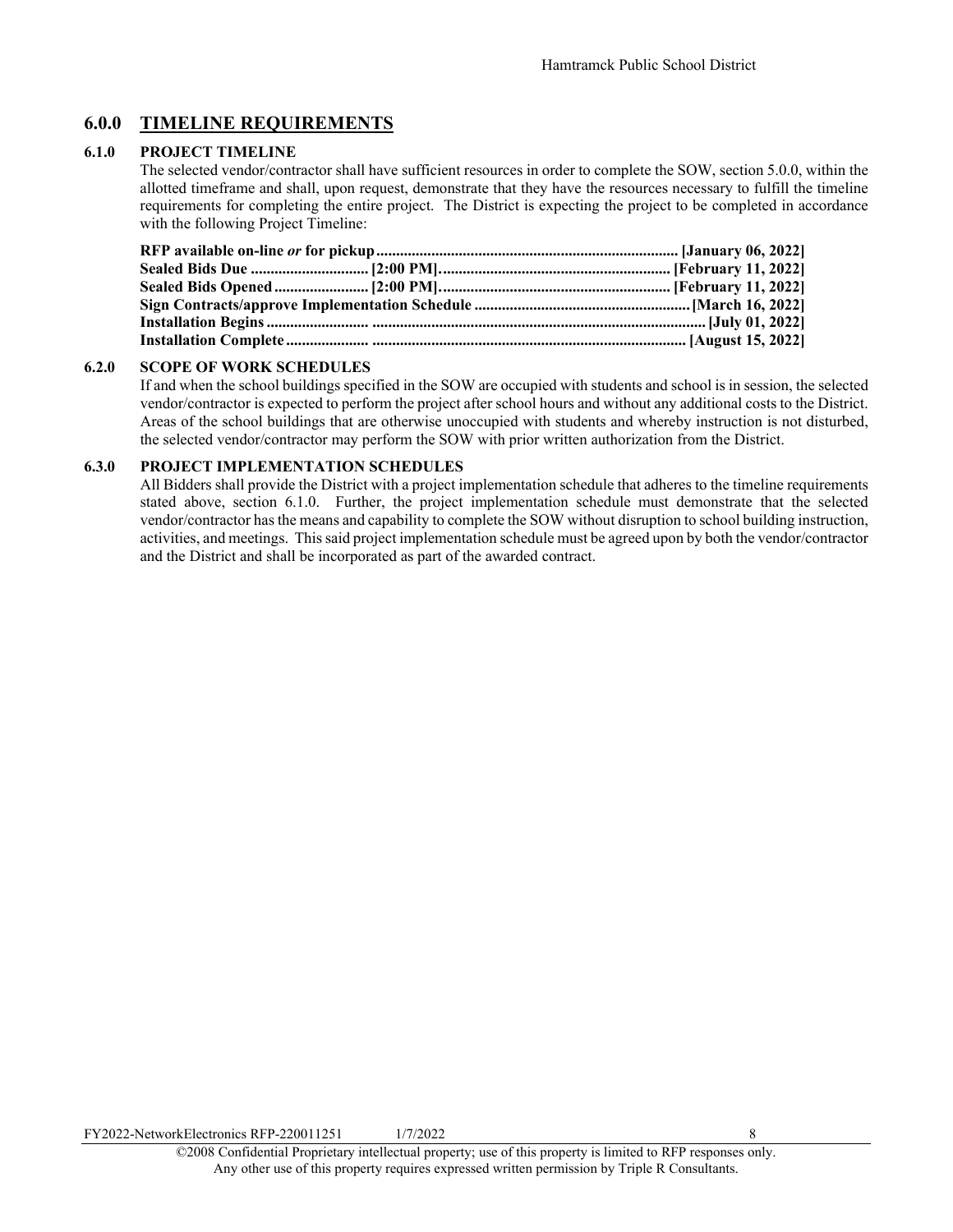## 6.0.0 TIMELINE REQUIREMENTS

### 6.1.0 PROJECT TIMELINE

The selected vendor/contractor shall have sufficient resources in order to complete the SOW, section 5.0.0, within the allotted timeframe and shall, upon request, demonstrate that they have the resources necessary to fulfill the timeline requirements for completing the entire project. The District is expecting the project to be completed in accordance with the following Project Timeline:

**RFP available on-line *or* for pickup............................................................................ [January 06, 2022]**
**Sealed Bids Due ............................. [2:00 PM]......................................................... [February 11, 2022]**
**Sealed Bids Opened ........................ [2:00 PM]......................................................... [February 11, 2022]**
**Sign Contracts/approve Implementation Schedule ...................................................... [March 16, 2022]**
**Installation Begins .......................... .................................................................................. [July 01, 2022]**
**Installation Complete ..................... ............................................................................... [August 15, 2022]**

### 6.2.0 SCOPE OF WORK SCHEDULES

If and when the school buildings specified in the SOW are occupied with students and school is in session, the selected vendor/contractor is expected to perform the project after school hours and without any additional costs to the District. Areas of the school buildings that are otherwise unoccupied with students and whereby instruction is not disturbed, the selected vendor/contractor may perform the SOW with prior written authorization from the District.

### 6.3.0 PROJECT IMPLEMENTATION SCHEDULES

All Bidders shall provide the District with a project implementation schedule that adheres to the timeline requirements stated above, section 6.1.0. Further, the project implementation schedule must demonstrate that the selected vendor/contractor has the means and capability to complete the SOW without disruption to school building instruction, activities, and meetings. This said project implementation schedule must be agreed upon by both the vendor/contractor and the District and shall be incorporated as part of the awarded contract.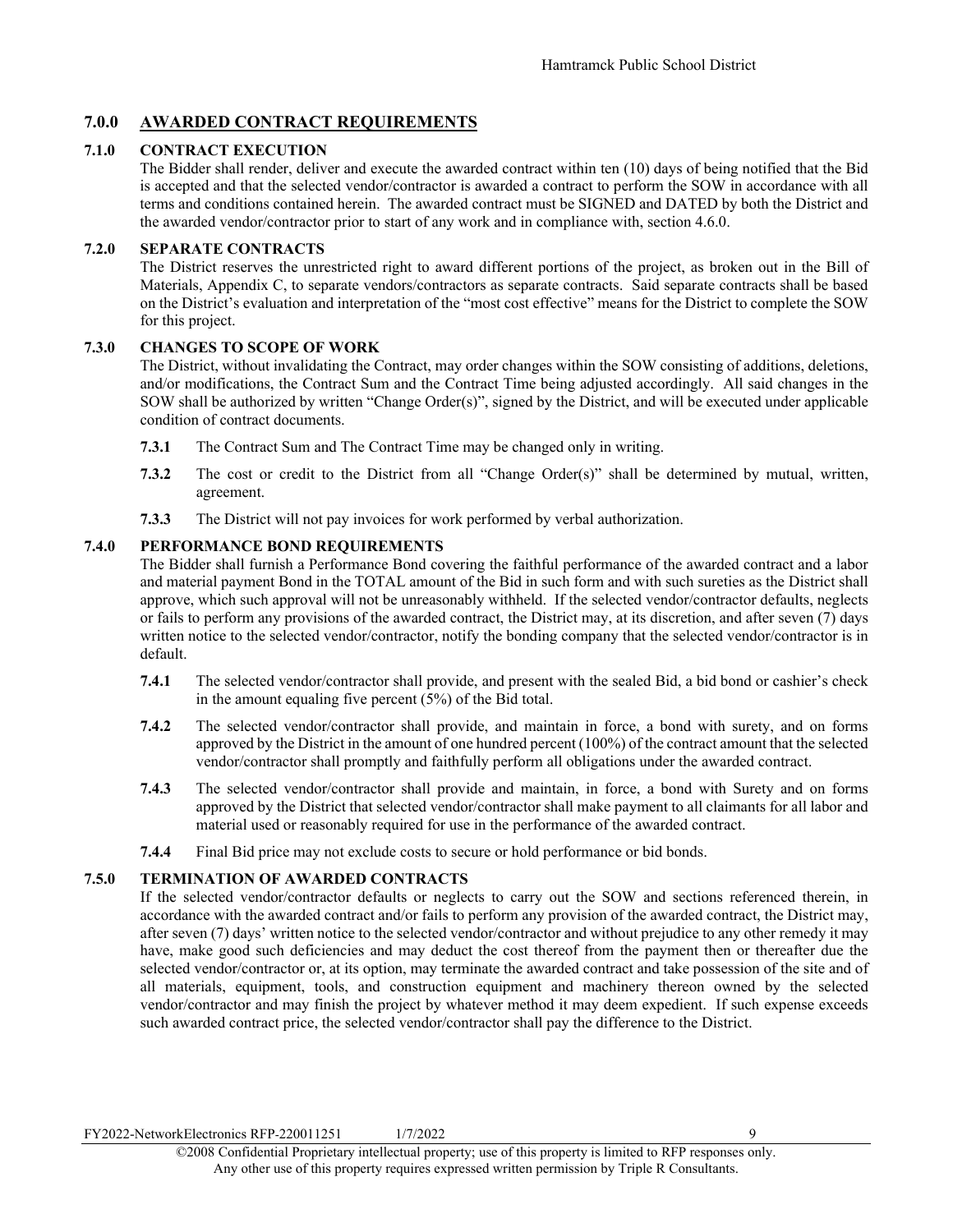## 7.0.0 AWARDED CONTRACT REQUIREMENTS

### 7.1.0 CONTRACT EXECUTION

The Bidder shall render, deliver and execute the awarded contract within ten (10) days of being notified that the Bid is accepted and that the selected vendor/contractor is awarded a contract to perform the SOW in accordance with all terms and conditions contained herein. The awarded contract must be SIGNED and DATED by both the District and the awarded vendor/contractor prior to start of any work and in compliance with, section 4.6.0.

### 7.2.0 SEPARATE CONTRACTS

The District reserves the unrestricted right to award different portions of the project, as broken out in the Bill of Materials, Appendix C, to separate vendors/contractors as separate contracts. Said separate contracts shall be based on the District's evaluation and interpretation of the "most cost effective" means for the District to complete the SOW for this project.

### 7.3.0 CHANGES TO SCOPE OF WORK

The District, without invalidating the Contract, may order changes within the SOW consisting of additions, deletions, and/or modifications, the Contract Sum and the Contract Time being adjusted accordingly. All said changes in the SOW shall be authorized by written "Change Order(s)", signed by the District, and will be executed under applicable condition of contract documents.

- **7.3.1** The Contract Sum and The Contract Time may be changed only in writing.
- **7.3.2** The cost or credit to the District from all "Change Order(s)" shall be determined by mutual, written, agreement.
- **7.3.3** The District will not pay invoices for work performed by verbal authorization.

### 7.4.0 PERFORMANCE BOND REQUIREMENTS

The Bidder shall furnish a Performance Bond covering the faithful performance of the awarded contract and a labor and material payment Bond in the TOTAL amount of the Bid in such form and with such sureties as the District shall approve, which such approval will not be unreasonably withheld. If the selected vendor/contractor defaults, neglects or fails to perform any provisions of the awarded contract, the District may, at its discretion, and after seven (7) days written notice to the selected vendor/contractor, notify the bonding company that the selected vendor/contractor is in default.

- **7.4.1** The selected vendor/contractor shall provide, and present with the sealed Bid, a bid bond or cashier's check in the amount equaling five percent (5%) of the Bid total.
- **7.4.2** The selected vendor/contractor shall provide, and maintain in force, a bond with surety, and on forms approved by the District in the amount of one hundred percent (100%) of the contract amount that the selected vendor/contractor shall promptly and faithfully perform all obligations under the awarded contract.
- **7.4.3** The selected vendor/contractor shall provide and maintain, in force, a bond with Surety and on forms approved by the District that selected vendor/contractor shall make payment to all claimants for all labor and material used or reasonably required for use in the performance of the awarded contract.
- **7.4.4** Final Bid price may not exclude costs to secure or hold performance or bid bonds.

### 7.5.0 TERMINATION OF AWARDED CONTRACTS

If the selected vendor/contractor defaults or neglects to carry out the SOW and sections referenced therein, in accordance with the awarded contract and/or fails to perform any provision of the awarded contract, the District may, after seven (7) days' written notice to the selected vendor/contractor and without prejudice to any other remedy it may have, make good such deficiencies and may deduct the cost thereof from the payment then or thereafter due the selected vendor/contractor or, at its option, may terminate the awarded contract and take possession of the site and of all materials, equipment, tools, and construction equipment and machinery thereon owned by the selected vendor/contractor and may finish the project by whatever method it may deem expedient. If such expense exceeds such awarded contract price, the selected vendor/contractor shall pay the difference to the District.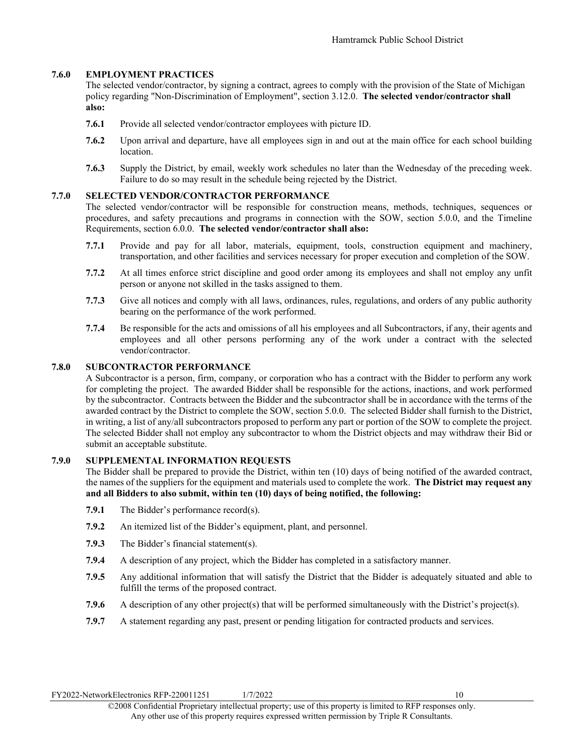**7.6.0 EMPLOYMENT PRACTICES**

The selected vendor/contractor, by signing a contract, agrees to comply with the provision of the State of Michigan policy regarding "Non-Discrimination of Employment", section 3.12.0. **The selected vendor/contractor shall also:**

**7.6.1** Provide all selected vendor/contractor employees with picture ID.

**7.6.2** Upon arrival and departure, have all employees sign in and out at the main office for each school building location.

**7.6.3** Supply the District, by email, weekly work schedules no later than the Wednesday of the preceding week. Failure to do so may result in the schedule being rejected by the District.

**7.7.0 SELECTED VENDOR/CONTRACTOR PERFORMANCE**

The selected vendor/contractor will be responsible for construction means, methods, techniques, sequences or procedures, and safety precautions and programs in connection with the SOW, section 5.0.0, and the Timeline Requirements, section 6.0.0. **The selected vendor/contractor shall also:**

**7.7.1** Provide and pay for all labor, materials, equipment, tools, construction equipment and machinery, transportation, and other facilities and services necessary for proper execution and completion of the SOW.

**7.7.2** At all times enforce strict discipline and good order among its employees and shall not employ any unfit person or anyone not skilled in the tasks assigned to them.

**7.7.3** Give all notices and comply with all laws, ordinances, rules, regulations, and orders of any public authority bearing on the performance of the work performed.

**7.7.4** Be responsible for the acts and omissions of all his employees and all Subcontractors, if any, their agents and employees and all other persons performing any of the work under a contract with the selected vendor/contractor.

**7.8.0 SUBCONTRACTOR PERFORMANCE**

A Subcontractor is a person, firm, company, or corporation who has a contract with the Bidder to perform any work for completing the project. The awarded Bidder shall be responsible for the actions, inactions, and work performed by the subcontractor. Contracts between the Bidder and the subcontractor shall be in accordance with the terms of the awarded contract by the District to complete the SOW, section 5.0.0. The selected Bidder shall furnish to the District, in writing, a list of any/all subcontractors proposed to perform any part or portion of the SOW to complete the project. The selected Bidder shall not employ any subcontractor to whom the District objects and may withdraw their Bid or submit an acceptable substitute.

**7.9.0 SUPPLEMENTAL INFORMATION REQUESTS**

The Bidder shall be prepared to provide the District, within ten (10) days of being notified of the awarded contract, the names of the suppliers for the equipment and materials used to complete the work. **The District may request any and all Bidders to also submit, within ten (10) days of being notified, the following:**

**7.9.1** The Bidder's performance record(s).

**7.9.2** An itemized list of the Bidder's equipment, plant, and personnel.

**7.9.3** The Bidder's financial statement(s).

**7.9.4** A description of any project, which the Bidder has completed in a satisfactory manner.

**7.9.5** Any additional information that will satisfy the District that the Bidder is adequately situated and able to fulfill the terms of the proposed contract.

**7.9.6** A description of any other project(s) that will be performed simultaneously with the District's project(s).

**7.9.7** A statement regarding any past, present or pending litigation for contracted products and services.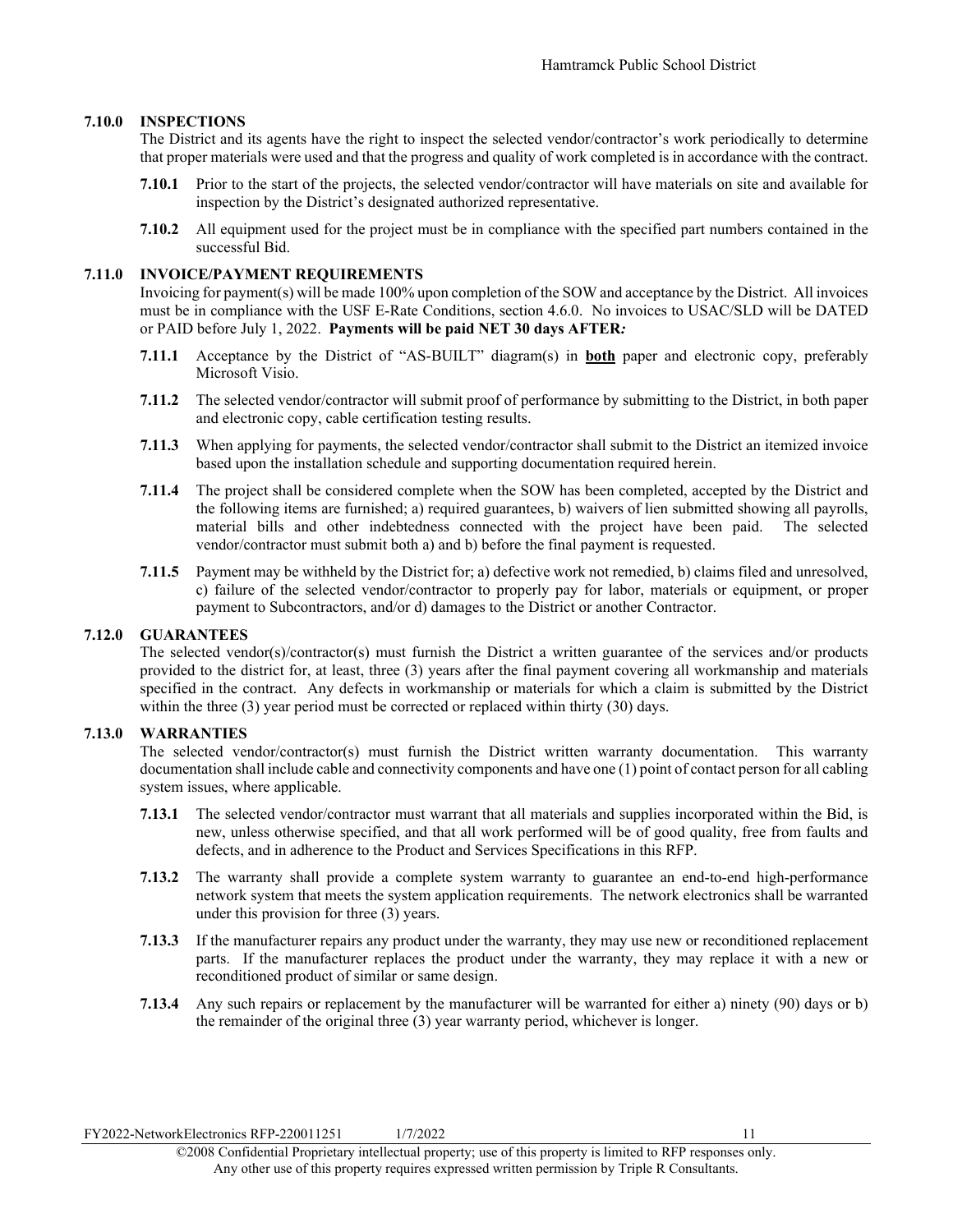### 7.10.0 INSPECTIONS

The District and its agents have the right to inspect the selected vendor/contractor's work periodically to determine that proper materials were used and that the progress and quality of work completed is in accordance with the contract.

- **7.10.1** Prior to the start of the projects, the selected vendor/contractor will have materials on site and available for inspection by the District's designated authorized representative.
- **7.10.2** All equipment used for the project must be in compliance with the specified part numbers contained in the successful Bid.

### 7.11.0 INVOICE/PAYMENT REQUIREMENTS

Invoicing for payment(s) will be made 100% upon completion of the SOW and acceptance by the District. All invoices must be in compliance with the USF E-Rate Conditions, section 4.6.0. No invoices to USAC/SLD will be DATED or PAID before July 1, 2022. **Payments will be paid NET 30 days AFTER*:***

- **7.11.1** Acceptance by the District of "AS-BUILT" diagram(s) in **both** paper and electronic copy, preferably Microsoft Visio.
- **7.11.2** The selected vendor/contractor will submit proof of performance by submitting to the District, in both paper and electronic copy, cable certification testing results.
- **7.11.3** When applying for payments, the selected vendor/contractor shall submit to the District an itemized invoice based upon the installation schedule and supporting documentation required herein.
- **7.11.4** The project shall be considered complete when the SOW has been completed, accepted by the District and the following items are furnished; a) required guarantees, b) waivers of lien submitted showing all payrolls, material bills and other indebtedness connected with the project have been paid. The selected vendor/contractor must submit both a) and b) before the final payment is requested.
- **7.11.5** Payment may be withheld by the District for; a) defective work not remedied, b) claims filed and unresolved, c) failure of the selected vendor/contractor to properly pay for labor, materials or equipment, or proper payment to Subcontractors, and/or d) damages to the District or another Contractor.

### 7.12.0 GUARANTEES

The selected vendor(s)/contractor(s) must furnish the District a written guarantee of the services and/or products provided to the district for, at least, three (3) years after the final payment covering all workmanship and materials specified in the contract. Any defects in workmanship or materials for which a claim is submitted by the District within the three (3) year period must be corrected or replaced within thirty (30) days.

### 7.13.0 WARRANTIES

The selected vendor/contractor(s) must furnish the District written warranty documentation. This warranty documentation shall include cable and connectivity components and have one (1) point of contact person for all cabling system issues, where applicable.

- **7.13.1** The selected vendor/contractor must warrant that all materials and supplies incorporated within the Bid, is new, unless otherwise specified, and that all work performed will be of good quality, free from faults and defects, and in adherence to the Product and Services Specifications in this RFP.
- **7.13.2** The warranty shall provide a complete system warranty to guarantee an end-to-end high-performance network system that meets the system application requirements. The network electronics shall be warranted under this provision for three (3) years.
- **7.13.3** If the manufacturer repairs any product under the warranty, they may use new or reconditioned replacement parts. If the manufacturer replaces the product under the warranty, they may replace it with a new or reconditioned product of similar or same design.
- **7.13.4** Any such repairs or replacement by the manufacturer will be warranted for either a) ninety (90) days or b) the remainder of the original three (3) year warranty period, whichever is longer.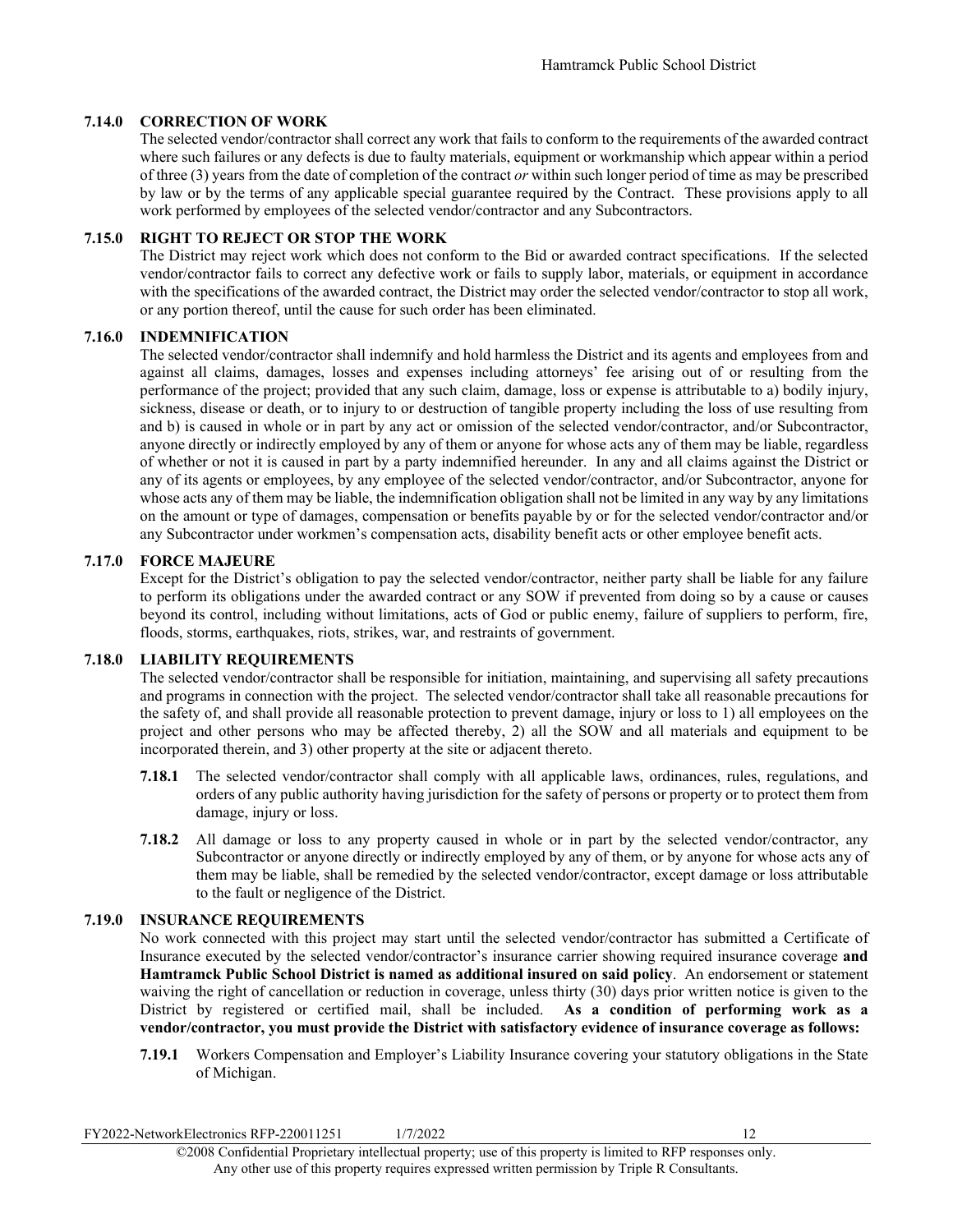### 7.14.0 CORRECTION OF WORK

The selected vendor/contractor shall correct any work that fails to conform to the requirements of the awarded contract where such failures or any defects is due to faulty materials, equipment or workmanship which appear within a period of three (3) years from the date of completion of the contract *or* within such longer period of time as may be prescribed by law or by the terms of any applicable special guarantee required by the Contract. These provisions apply to all work performed by employees of the selected vendor/contractor and any Subcontractors.

### 7.15.0 RIGHT TO REJECT OR STOP THE WORK

The District may reject work which does not conform to the Bid or awarded contract specifications. If the selected vendor/contractor fails to correct any defective work or fails to supply labor, materials, or equipment in accordance with the specifications of the awarded contract, the District may order the selected vendor/contractor to stop all work, or any portion thereof, until the cause for such order has been eliminated.

### 7.16.0 INDEMNIFICATION

The selected vendor/contractor shall indemnify and hold harmless the District and its agents and employees from and against all claims, damages, losses and expenses including attorneys' fee arising out of or resulting from the performance of the project; provided that any such claim, damage, loss or expense is attributable to a) bodily injury, sickness, disease or death, or to injury to or destruction of tangible property including the loss of use resulting from and b) is caused in whole or in part by any act or omission of the selected vendor/contractor, and/or Subcontractor, anyone directly or indirectly employed by any of them or anyone for whose acts any of them may be liable, regardless of whether or not it is caused in part by a party indemnified hereunder. In any and all claims against the District or any of its agents or employees, by any employee of the selected vendor/contractor, and/or Subcontractor, anyone for whose acts any of them may be liable, the indemnification obligation shall not be limited in any way by any limitations on the amount or type of damages, compensation or benefits payable by or for the selected vendor/contractor and/or any Subcontractor under workmen's compensation acts, disability benefit acts or other employee benefit acts.

### 7.17.0 FORCE MAJEURE

Except for the District's obligation to pay the selected vendor/contractor, neither party shall be liable for any failure to perform its obligations under the awarded contract or any SOW if prevented from doing so by a cause or causes beyond its control, including without limitations, acts of God or public enemy, failure of suppliers to perform, fire, floods, storms, earthquakes, riots, strikes, war, and restraints of government.

### 7.18.0 LIABILITY REQUIREMENTS

The selected vendor/contractor shall be responsible for initiation, maintaining, and supervising all safety precautions and programs in connection with the project. The selected vendor/contractor shall take all reasonable precautions for the safety of, and shall provide all reasonable protection to prevent damage, injury or loss to 1) all employees on the project and other persons who may be affected thereby, 2) all the SOW and all materials and equipment to be incorporated therein, and 3) other property at the site or adjacent thereto.

**7.18.1** The selected vendor/contractor shall comply with all applicable laws, ordinances, rules, regulations, and orders of any public authority having jurisdiction for the safety of persons or property or to protect them from damage, injury or loss.

**7.18.2** All damage or loss to any property caused in whole or in part by the selected vendor/contractor, any Subcontractor or anyone directly or indirectly employed by any of them, or by anyone for whose acts any of them may be liable, shall be remedied by the selected vendor/contractor, except damage or loss attributable to the fault or negligence of the District.

### 7.19.0 INSURANCE REQUIREMENTS

No work connected with this project may start until the selected vendor/contractor has submitted a Certificate of Insurance executed by the selected vendor/contractor's insurance carrier showing required insurance coverage **and Hamtramck Public School District is named as additional insured on said policy**. An endorsement or statement waiving the right of cancellation or reduction in coverage, unless thirty (30) days prior written notice is given to the District by registered or certified mail, shall be included. **As a condition of performing work as a vendor/contractor, you must provide the District with satisfactory evidence of insurance coverage as follows:**

**7.19.1** Workers Compensation and Employer's Liability Insurance covering your statutory obligations in the State of Michigan.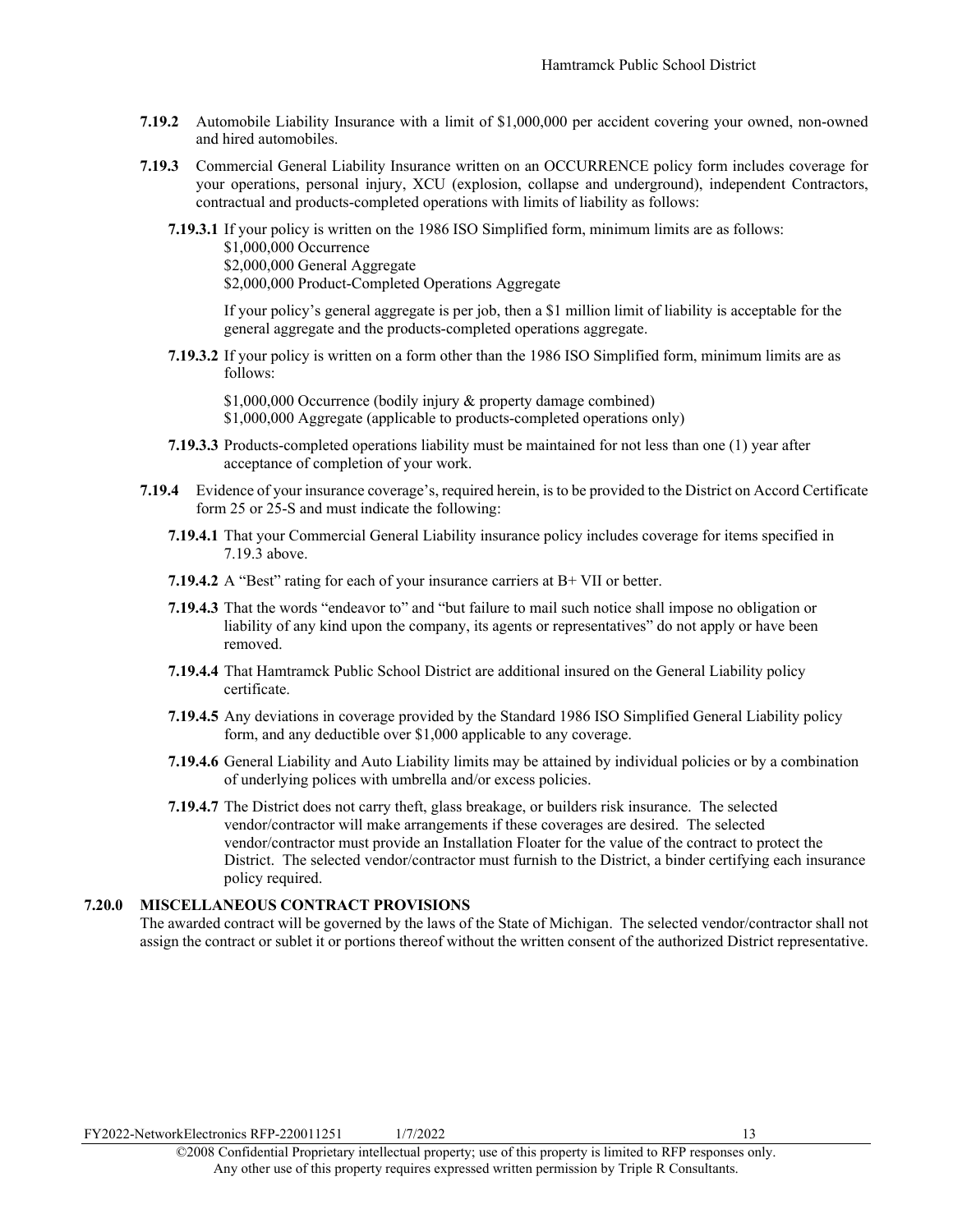**7.19.2** Automobile Liability Insurance with a limit of $1,000,000 per accident covering your owned, non-owned and hired automobiles.

**7.19.3** Commercial General Liability Insurance written on an OCCURRENCE policy form includes coverage for your operations, personal injury, XCU (explosion, collapse and underground), independent Contractors, contractual and products-completed operations with limits of liability as follows:

**7.19.3.1** If your policy is written on the 1986 ISO Simplified form, minimum limits are as follows:
$1,000,000 Occurrence
$2,000,000 General Aggregate
$2,000,000 Product-Completed Operations Aggregate

If your policy's general aggregate is per job, then a $1 million limit of liability is acceptable for the general aggregate and the products-completed operations aggregate.

**7.19.3.2** If your policy is written on a form other than the 1986 ISO Simplified form, minimum limits are as follows:

$1,000,000 Occurrence (bodily injury & property damage combined)
$1,000,000 Aggregate (applicable to products-completed operations only)

**7.19.3.3** Products-completed operations liability must be maintained for not less than one (1) year after acceptance of completion of your work.

**7.19.4** Evidence of your insurance coverage's, required herein, is to be provided to the District on Accord Certificate form 25 or 25-S and must indicate the following:

**7.19.4.1** That your Commercial General Liability insurance policy includes coverage for items specified in 7.19.3 above.

**7.19.4.2** A "Best" rating for each of your insurance carriers at B+ VII or better.

**7.19.4.3** That the words "endeavor to" and "but failure to mail such notice shall impose no obligation or liability of any kind upon the company, its agents or representatives" do not apply or have been removed.

**7.19.4.4** That Hamtramck Public School District are additional insured on the General Liability policy certificate.

**7.19.4.5** Any deviations in coverage provided by the Standard 1986 ISO Simplified General Liability policy form, and any deductible over $1,000 applicable to any coverage.

**7.19.4.6** General Liability and Auto Liability limits may be attained by individual policies or by a combination of underlying polices with umbrella and/or excess policies.

**7.19.4.7** The District does not carry theft, glass breakage, or builders risk insurance. The selected vendor/contractor will make arrangements if these coverages are desired. The selected vendor/contractor must provide an Installation Floater for the value of the contract to protect the District. The selected vendor/contractor must furnish to the District, a binder certifying each insurance policy required.

## 7.20.0 MISCELLANEOUS CONTRACT PROVISIONS

The awarded contract will be governed by the laws of the State of Michigan. The selected vendor/contractor shall not assign the contract or sublet it or portions thereof without the written consent of the authorized District representative.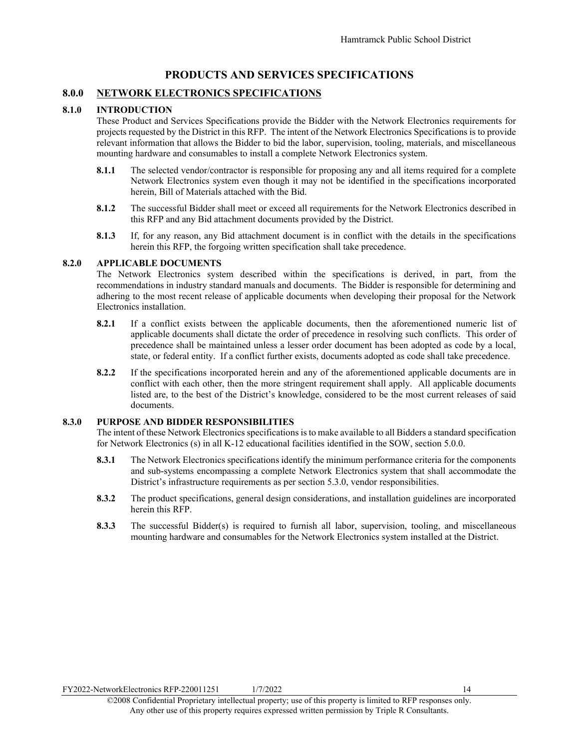# PRODUCTS AND SERVICES SPECIFICATIONS

## 8.0.0 NETWORK ELECTRONICS SPECIFICATIONS

### 8.1.0 INTRODUCTION

These Product and Services Specifications provide the Bidder with the Network Electronics requirements for projects requested by the District in this RFP. The intent of the Network Electronics Specifications is to provide relevant information that allows the Bidder to bid the labor, supervision, tooling, materials, and miscellaneous mounting hardware and consumables to install a complete Network Electronics system.

**8.1.1** The selected vendor/contractor is responsible for proposing any and all items required for a complete Network Electronics system even though it may not be identified in the specifications incorporated herein, Bill of Materials attached with the Bid.

**8.1.2** The successful Bidder shall meet or exceed all requirements for the Network Electronics described in this RFP and any Bid attachment documents provided by the District.

**8.1.3** If, for any reason, any Bid attachment document is in conflict with the details in the specifications herein this RFP, the forgoing written specification shall take precedence.

### 8.2.0 APPLICABLE DOCUMENTS

The Network Electronics system described within the specifications is derived, in part, from the recommendations in industry standard manuals and documents. The Bidder is responsible for determining and adhering to the most recent release of applicable documents when developing their proposal for the Network Electronics installation.

**8.2.1** If a conflict exists between the applicable documents, then the aforementioned numeric list of applicable documents shall dictate the order of precedence in resolving such conflicts. This order of precedence shall be maintained unless a lesser order document has been adopted as code by a local, state, or federal entity. If a conflict further exists, documents adopted as code shall take precedence.

**8.2.2** If the specifications incorporated herein and any of the aforementioned applicable documents are in conflict with each other, then the more stringent requirement shall apply. All applicable documents listed are, to the best of the District's knowledge, considered to be the most current releases of said documents.

### 8.3.0 PURPOSE AND BIDDER RESPONSIBILITIES

The intent of these Network Electronics specifications is to make available to all Bidders a standard specification for Network Electronics (s) in all K-12 educational facilities identified in the SOW, section 5.0.0.

**8.3.1** The Network Electronics specifications identify the minimum performance criteria for the components and sub-systems encompassing a complete Network Electronics system that shall accommodate the District's infrastructure requirements as per section 5.3.0, vendor responsibilities.

**8.3.2** The product specifications, general design considerations, and installation guidelines are incorporated herein this RFP.

**8.3.3** The successful Bidder(s) is required to furnish all labor, supervision, tooling, and miscellaneous mounting hardware and consumables for the Network Electronics system installed at the District.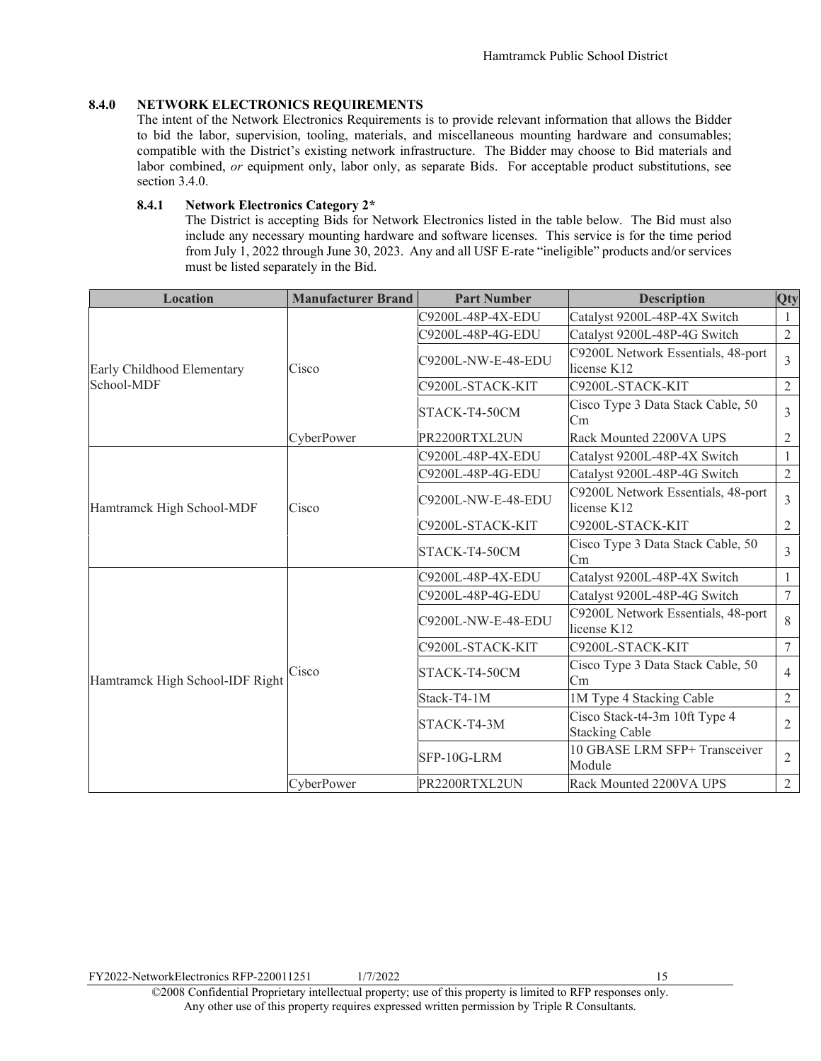## 8.4.0 NETWORK ELECTRONICS REQUIREMENTS

The intent of the Network Electronics Requirements is to provide relevant information that allows the Bidder to bid the labor, supervision, tooling, materials, and miscellaneous mounting hardware and consumables; compatible with the District's existing network infrastructure. The Bidder may choose to Bid materials and labor combined, *or* equipment only, labor only, as separate Bids. For acceptable product substitutions, see section 3.4.0.

### 8.4.1 Network Electronics Category 2*

The District is accepting Bids for Network Electronics listed in the table below. The Bid must also include any necessary mounting hardware and software licenses. This service is for the time period from July 1, 2022 through June 30, 2023. Any and all USF E-rate "ineligible" products and/or services must be listed separately in the Bid.

| Location | Manufacturer Brand | Part Number | Description | Qty |
|---|---|---|---|---|
| Early Childhood Elementary School-MDF | Cisco | C9200L-48P-4X-EDU | Catalyst 9200L-48P-4X Switch | 1 |
| | | C9200L-48P-4G-EDU | Catalyst 9200L-48P-4G Switch | 2 |
| | | C9200L-NW-E-48-EDU | C9200L Network Essentials, 48-port license K12 | 3 |
| | | C9200L-STACK-KIT | C9200L-STACK-KIT | 2 |
| | | STACK-T4-50CM | Cisco Type 3 Data Stack Cable, 50 Cm | 3 |
| | CyberPower | PR2200RTXL2UN | Rack Mounted 2200VA UPS | 2 |
| Hamtramck High School-MDF | Cisco | C9200L-48P-4X-EDU | Catalyst 9200L-48P-4X Switch | 1 |
| | | C9200L-48P-4G-EDU | Catalyst 9200L-48P-4G Switch | 2 |
| | | C9200L-NW-E-48-EDU | C9200L Network Essentials, 48-port license K12 | 3 |
| | | C9200L-STACK-KIT | C9200L-STACK-KIT | 2 |
| | | STACK-T4-50CM | Cisco Type 3 Data Stack Cable, 50 Cm | 3 |
| Hamtramck High School-IDF Right | Cisco | C9200L-48P-4X-EDU | Catalyst 9200L-48P-4X Switch | 1 |
| | | C9200L-48P-4G-EDU | Catalyst 9200L-48P-4G Switch | 7 |
| | | C9200L-NW-E-48-EDU | C9200L Network Essentials, 48-port license K12 | 8 |
| | | C9200L-STACK-KIT | C9200L-STACK-KIT | 7 |
| | | STACK-T4-50CM | Cisco Type 3 Data Stack Cable, 50 Cm | 4 |
| | | Stack-T4-1M | 1M Type 4 Stacking Cable | 2 |
| | | STACK-T4-3M | Cisco Stack-t4-3m 10ft Type 4 Stacking Cable | 2 |
| | | SFP-10G-LRM | 10 GBASE LRM SFP+ Transceiver Module | 2 |
| | CyberPower | PR2200RTXL2UN | Rack Mounted 2200VA UPS | 2 |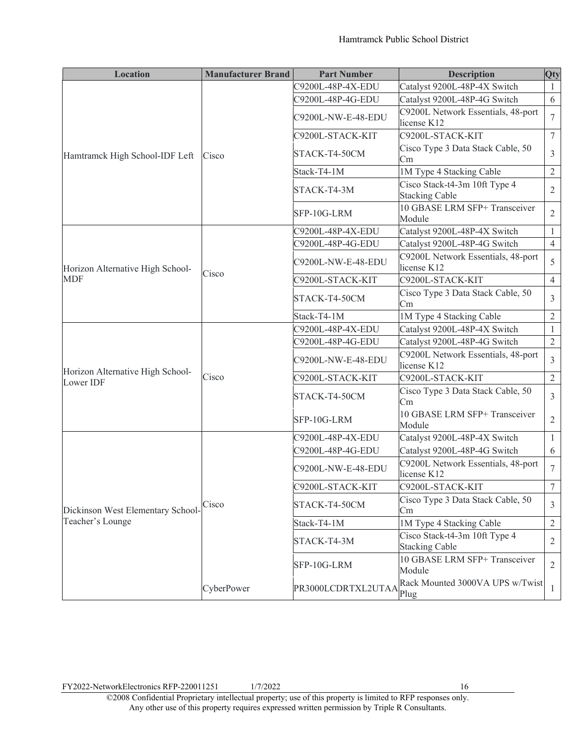| Location | Manufacturer Brand | Part Number | Description | Qty |
|---|---|---|---|---|
| Hamtramck High School-IDF Left | Cisco | C9200L-48P-4X-EDU | Catalyst 9200L-48P-4X Switch | 1 |
| | | C9200L-48P-4G-EDU | Catalyst 9200L-48P-4G Switch | 6 |
| | | C9200L-NW-E-48-EDU | C9200L Network Essentials, 48-port license K12 | 7 |
| | | C9200L-STACK-KIT | C9200L-STACK-KIT | 7 |
| | | STACK-T4-50CM | Cisco Type 3 Data Stack Cable, 50 Cm | 3 |
| | | Stack-T4-1M | 1M Type 4 Stacking Cable | 2 |
| | | STACK-T4-3M | Cisco Stack-t4-3m 10ft Type 4 Stacking Cable | 2 |
| | | SFP-10G-LRM | 10 GBASE LRM SFP+ Transceiver Module | 2 |
| Horizon Alternative High School-MDF | Cisco | C9200L-48P-4X-EDU | Catalyst 9200L-48P-4X Switch | 1 |
| | | C9200L-48P-4G-EDU | Catalyst 9200L-48P-4G Switch | 4 |
| | | C9200L-NW-E-48-EDU | C9200L Network Essentials, 48-port license K12 | 5 |
| | | C9200L-STACK-KIT | C9200L-STACK-KIT | 4 |
| | | STACK-T4-50CM | Cisco Type 3 Data Stack Cable, 50 Cm | 3 |
| | | Stack-T4-1M | 1M Type 4 Stacking Cable | 2 |
| Horizon Alternative High School-Lower IDF | Cisco | C9200L-48P-4X-EDU | Catalyst 9200L-48P-4X Switch | 1 |
| | | C9200L-48P-4G-EDU | Catalyst 9200L-48P-4G Switch | 2 |
| | | C9200L-NW-E-48-EDU | C9200L Network Essentials, 48-port license K12 | 3 |
| | | C9200L-STACK-KIT | C9200L-STACK-KIT | 2 |
| | | STACK-T4-50CM | Cisco Type 3 Data Stack Cable, 50 Cm | 3 |
| | | SFP-10G-LRM | 10 GBASE LRM SFP+ Transceiver Module | 2 |
| Dickinson West Elementary School-Teacher's Lounge | Cisco | C9200L-48P-4X-EDU | Catalyst 9200L-48P-4X Switch | 1 |
| | | C9200L-48P-4G-EDU | Catalyst 9200L-48P-4G Switch | 6 |
| | | C9200L-NW-E-48-EDU | C9200L Network Essentials, 48-port license K12 | 7 |
| | | C9200L-STACK-KIT | C9200L-STACK-KIT | 7 |
| | | STACK-T4-50CM | Cisco Type 3 Data Stack Cable, 50 Cm | 3 |
| | | Stack-T4-1M | 1M Type 4 Stacking Cable | 2 |
| | | STACK-T4-3M | Cisco Stack-t4-3m 10ft Type 4 Stacking Cable | 2 |
| | | SFP-10G-LRM | 10 GBASE LRM SFP+ Transceiver Module | 2 |
| | CyberPower | PR3000LCDRTXL2UTAA | Rack Mounted 3000VA UPS w/Twist Plug | 1 |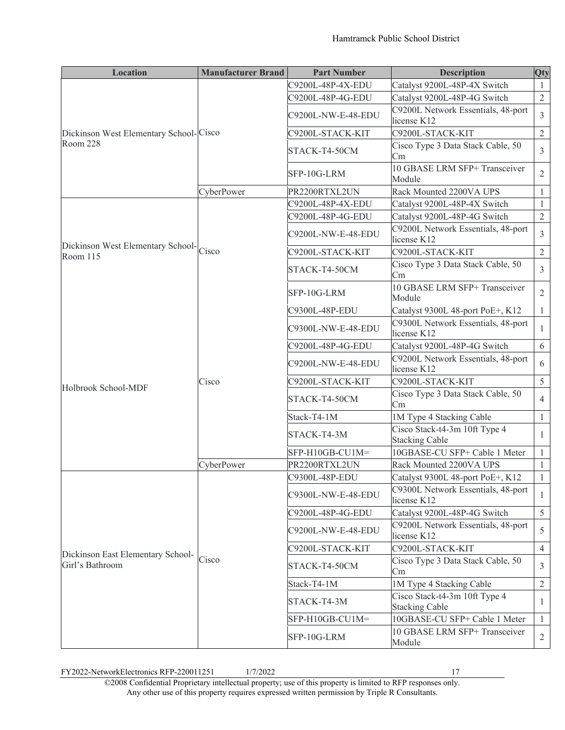| Location | Manufacturer Brand | Part Number | Description | Qty |
|---|---|---|---|---|
| Dickinson West Elementary School-Room 228 | Cisco | C9200L-48P-4X-EDU | Catalyst 9200L-48P-4X Switch | 1 |
| | | C9200L-48P-4G-EDU | Catalyst 9200L-48P-4G Switch | 2 |
| | | C9200L-NW-E-48-EDU | C9200L Network Essentials, 48-port license K12 | 3 |
| | | C9200L-STACK-KIT | C9200L-STACK-KIT | 2 |
| | | STACK-T4-50CM | Cisco Type 3 Data Stack Cable, 50 Cm | 3 |
| | | SFP-10G-LRM | 10 GBASE LRM SFP+ Transceiver Module | 2 |
| | CyberPower | PR2200RTXL2UN | Rack Mounted 2200VA UPS | 1 |
| Dickinson West Elementary School-Room 115 | Cisco | C9200L-48P-4X-EDU | Catalyst 9200L-48P-4X Switch | 1 |
| | | C9200L-48P-4G-EDU | Catalyst 9200L-48P-4G Switch | 2 |
| | | C9200L-NW-E-48-EDU | C9200L Network Essentials, 48-port license K12 | 3 |
| | | C9200L-STACK-KIT | C9200L-STACK-KIT | 2 |
| | | STACK-T4-50CM | Cisco Type 3 Data Stack Cable, 50 Cm | 3 |
| Holbrook School-MDF | Cisco | SFP-10G-LRM | 10 GBASE LRM SFP+ Transceiver Module | 2 |
| | | C9300L-48P-EDU | Catalyst 9300L 48-port PoE+, K12 | 1 |
| | | C9300L-NW-E-48-EDU | C9300L Network Essentials, 48-port license K12 | 1 |
| | | C9200L-48P-4G-EDU | Catalyst 9200L-48P-4G Switch | 6 |
| | | C9200L-NW-E-48-EDU | C9200L Network Essentials, 48-port license K12 | 6 |
| | | C9200L-STACK-KIT | C9200L-STACK-KIT | 5 |
| | | STACK-T4-50CM | Cisco Type 3 Data Stack Cable, 50 Cm | 4 |
| | | Stack-T4-1M | 1M Type 4 Stacking Cable | 1 |
| | | STACK-T4-3M | Cisco Stack-t4-3m 10ft Type 4 Stacking Cable | 1 |
| | | SFP-H10GB-CU1M= | 10GBASE-CU SFP+ Cable 1 Meter | 1 |
| | CyberPower | PR2200RTXL2UN | Rack Mounted 2200VA UPS | 1 |
| Dickinson East Elementary School-Girl's Bathroom | Cisco | C9300L-48P-EDU | Catalyst 9300L 48-port PoE+, K12 | 1 |
| | | C9300L-NW-E-48-EDU | C9300L Network Essentials, 48-port license K12 | 1 |
| | | C9200L-48P-4G-EDU | Catalyst 9200L-48P-4G Switch | 5 |
| | | C9200L-NW-E-48-EDU | C9200L Network Essentials, 48-port license K12 | 5 |
| | | C9200L-STACK-KIT | C9200L-STACK-KIT | 4 |
| | | STACK-T4-50CM | Cisco Type 3 Data Stack Cable, 50 Cm | 3 |
| | | Stack-T4-1M | 1M Type 4 Stacking Cable | 2 |
| | | STACK-T4-3M | Cisco Stack-t4-3m 10ft Type 4 Stacking Cable | 1 |
| | | SFP-H10GB-CU1M= | 10GBASE-CU SFP+ Cable 1 Meter | 1 |
| | | SFP-10G-LRM | 10 GBASE LRM SFP+ Transceiver Module | 2 |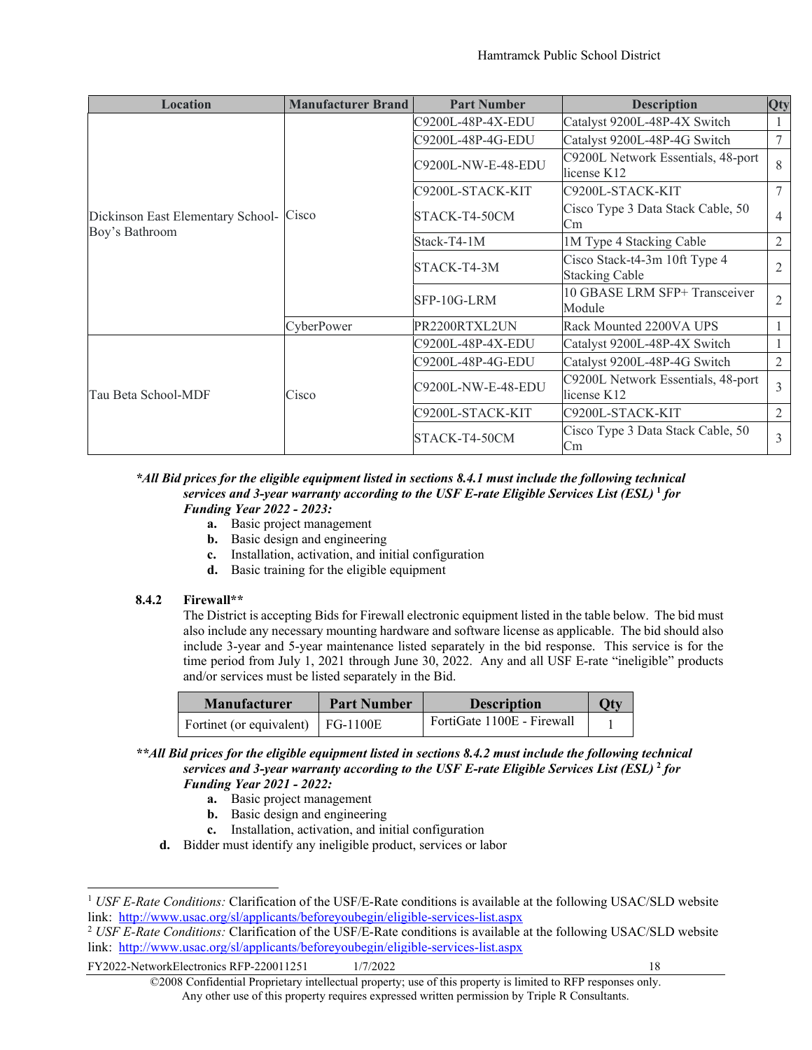| Location | Manufacturer Brand | Part Number | Description | Qty |
|---|---|---|---|---|
| Dickinson East Elementary School- Boy's Bathroom | Cisco | C9200L-48P-4X-EDU | Catalyst 9200L-48P-4X Switch | 1 |
| | | C9200L-48P-4G-EDU | Catalyst 9200L-48P-4G Switch | 7 |
| | | C9200L-NW-E-48-EDU | C9200L Network Essentials, 48-port license K12 | 8 |
| | | C9200L-STACK-KIT | C9200L-STACK-KIT | 7 |
| | | STACK-T4-50CM | Cisco Type 3 Data Stack Cable, 50 Cm | 4 |
| | | Stack-T4-1M | 1M Type 4 Stacking Cable | 2 |
| | | STACK-T4-3M | Cisco Stack-t4-3m 10ft Type 4 Stacking Cable | 2 |
| | | SFP-10G-LRM | 10 GBASE LRM SFP+ Transceiver Module | 2 |
| | CyberPower | PR2200RTXL2UN | Rack Mounted 2200VA UPS | 1 |
| Tau Beta School-MDF | Cisco | C9200L-48P-4X-EDU | Catalyst 9200L-48P-4X Switch | 1 |
| | | C9200L-48P-4G-EDU | Catalyst 9200L-48P-4G Switch | 2 |
| | | C9200L-NW-E-48-EDU | C9200L Network Essentials, 48-port license K12 | 3 |
| | | C9200L-STACK-KIT | C9200L-STACK-KIT | 2 |
| | | STACK-T4-50CM | Cisco Type 3 Data Stack Cable, 50 Cm | 3 |

***All Bid prices for the eligible equipment listed in sections 8.4.1 must include the following technical services and 3-year warranty according to the USF E-rate Eligible Services List (ESL) [1] for Funding Year 2022 - 2023:***

- **a.** Basic project management
- **b.** Basic design and engineering
- **c.** Installation, activation, and initial configuration
- **d.** Basic training for the eligible equipment

### 8.4.2 Firewall**

The District is accepting Bids for Firewall electronic equipment listed in the table below. The bid must also include any necessary mounting hardware and software license as applicable. The bid should also include 3-year and 5-year maintenance listed separately in the bid response. This service is for the time period from July 1, 2021 through June 30, 2022. Any and all USF E-rate "ineligible" products and/or services must be listed separately in the Bid.

| Manufacturer | Part Number | Description | Qty |
|---|---|---|---|
| Fortinet (or equivalent) | FG-1100E | FortiGate 1100E - Firewall | 1 |

****All Bid prices for the eligible equipment listed in sections 8.4.2 must include the following technical services and 3-year warranty according to the USF E-rate Eligible Services List (ESL) [2] for Funding Year 2021 - 2022:***

- **a.** Basic project management
- **b.** Basic design and engineering
- **c.** Installation, activation, and initial configuration
- **d.** Bidder must identify any ineligible product, services or labor

---

[1] *USF E-Rate Conditions:* Clarification of the USF/E-Rate conditions is available at the following USAC/SLD website link: http://www.usac.org/sl/applicants/beforeyoubegin/eligible-services-list.aspx

[2] *USF E-Rate Conditions:* Clarification of the USF/E-Rate conditions is available at the following USAC/SLD website link: http://www.usac.org/sl/applicants/beforeyoubegin/eligible-services-list.aspx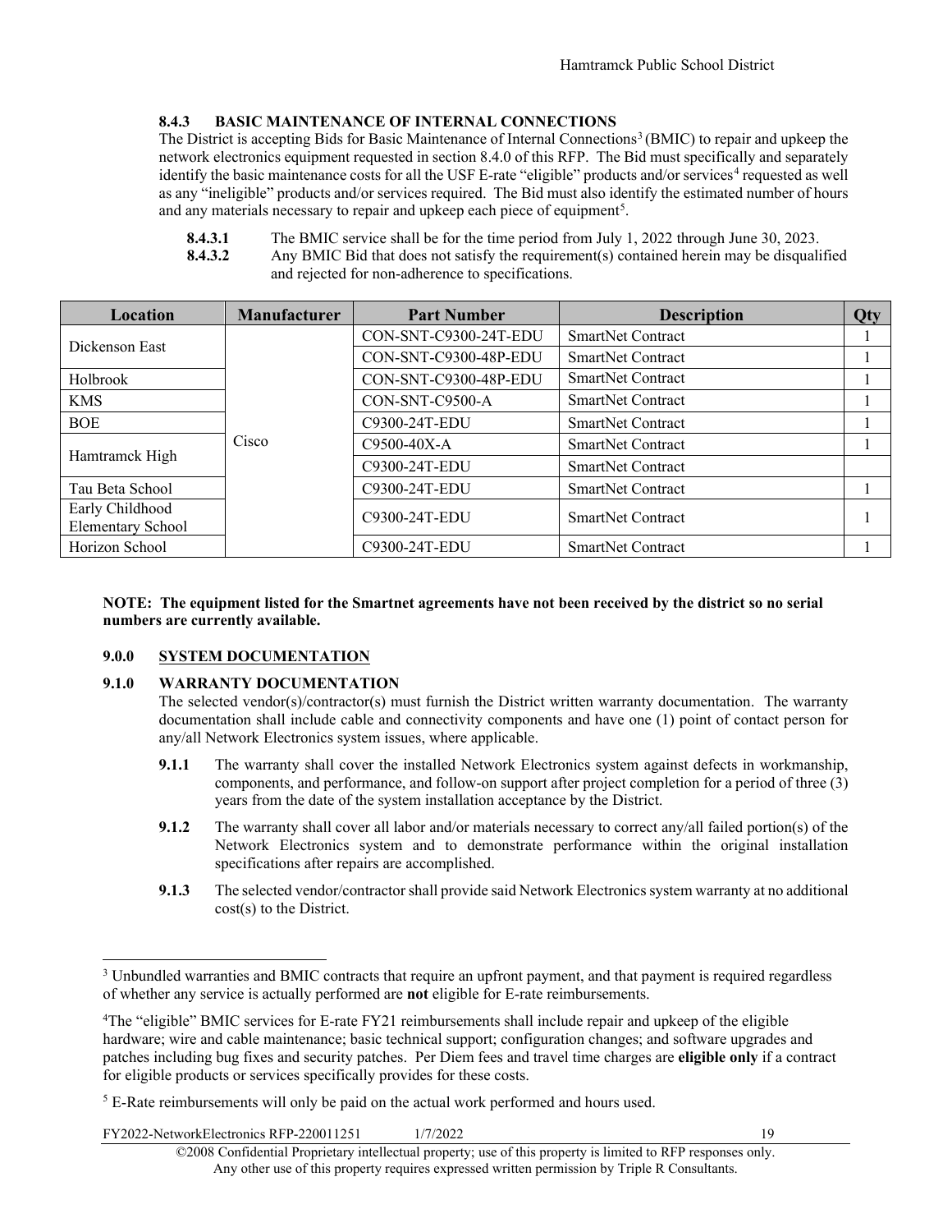### 8.4.3 BASIC MAINTENANCE OF INTERNAL CONNECTIONS

The District is accepting Bids for Basic Maintenance of Internal Connections[3] (BMIC) to repair and upkeep the network electronics equipment requested in section 8.4.0 of this RFP. The Bid must specifically and separately identify the basic maintenance costs for all the USF E-rate "eligible" products and/or services[4] requested as well as any "ineligible" products and/or services required. The Bid must also identify the estimated number of hours and any materials necessary to repair and upkeep each piece of equipment[5].

**8.4.3.1** The BMIC service shall be for the time period from July 1, 2022 through June 30, 2023.

**8.4.3.2** Any BMIC Bid that does not satisfy the requirement(s) contained herein may be disqualified and rejected for non-adherence to specifications.

| Location | Manufacturer | Part Number | Description | Qty |
|---|---|---|---|---|
| Dickenson East | Cisco | CON-SNT-C9300-24T-EDU | SmartNet Contract | 1 |
| | | CON-SNT-C9300-48P-EDU | SmartNet Contract | 1 |
| Holbrook | | CON-SNT-C9300-48P-EDU | SmartNet Contract | 1 |
| KMS | | CON-SNT-C9500-A | SmartNet Contract | 1 |
| BOE | | C9300-24T-EDU | SmartNet Contract | 1 |
| Hamtramck High | | C9500-40X-A | SmartNet Contract | 1 |
| | | C9300-24T-EDU | SmartNet Contract | |
| Tau Beta School | | C9300-24T-EDU | SmartNet Contract | 1 |
| Early Childhood Elementary School | | C9300-24T-EDU | SmartNet Contract | 1 |
| Horizon School | | C9300-24T-EDU | SmartNet Contract | 1 |

**NOTE: The equipment listed for the Smartnet agreements have not been received by the district so no serial numbers are currently available.**

## 9.0.0 SYSTEM DOCUMENTATION

### 9.1.0 WARRANTY DOCUMENTATION

The selected vendor(s)/contractor(s) must furnish the District written warranty documentation. The warranty documentation shall include cable and connectivity components and have one (1) point of contact person for any/all Network Electronics system issues, where applicable.

**9.1.1** The warranty shall cover the installed Network Electronics system against defects in workmanship, components, and performance, and follow-on support after project completion for a period of three (3) years from the date of the system installation acceptance by the District.

**9.1.2** The warranty shall cover all labor and/or materials necessary to correct any/all failed portion(s) of the Network Electronics system and to demonstrate performance within the original installation specifications after repairs are accomplished.

**9.1.3** The selected vendor/contractor shall provide said Network Electronics system warranty at no additional cost(s) to the District.

---

[3] Unbundled warranties and BMIC contracts that require an upfront payment, and that payment is required regardless of whether any service is actually performed are **not** eligible for E-rate reimbursements.

[4] The "eligible" BMIC services for E-rate FY21 reimbursements shall include repair and upkeep of the eligible hardware; wire and cable maintenance; basic technical support; configuration changes; and software upgrades and patches including bug fixes and security patches. Per Diem fees and travel time charges are **eligible only** if a contract for eligible products or services specifically provides for these costs.

[5] E-Rate reimbursements will only be paid on the actual work performed and hours used.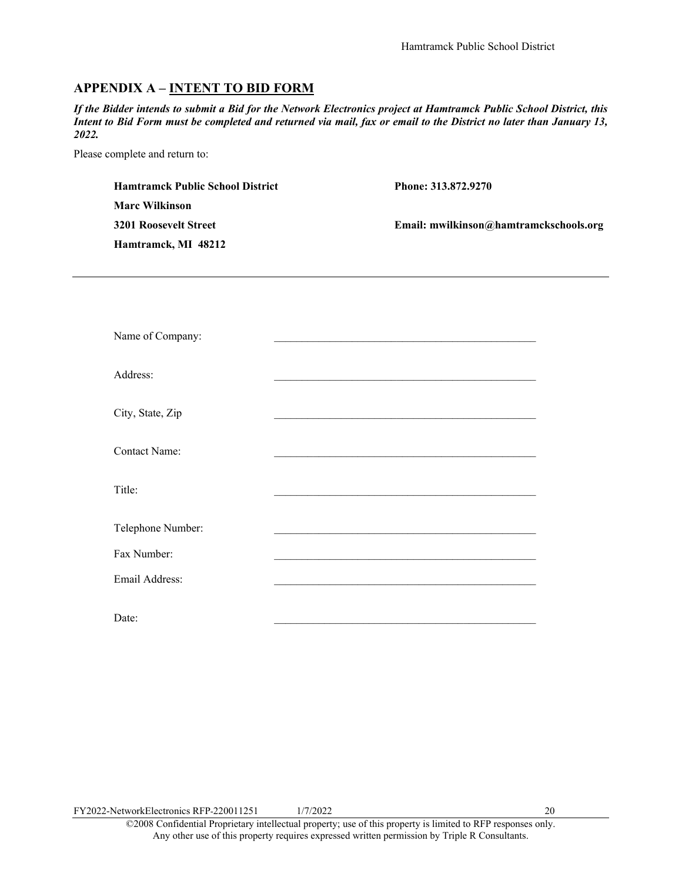## APPENDIX A – INTENT TO BID FORM

***If the Bidder intends to submit a Bid for the Network Electronics project at Hamtramck Public School District, this Intent to Bid Form must be completed and returned via mail, fax or email to the District no later than January 13, 2022.***

Please complete and return to:

**Hamtramck Public School District**
**Marc Wilkinson**
**3201 Roosevelt Street**
**Hamtramck, MI 48212**

**Phone: 313.872.9270**
**Email: mwilkinson@hamtramckschools.org**

---

Name of Company: ______________________________________________

Address: ______________________________________________

City, State, Zip ______________________________________________

Contact Name: ______________________________________________

Title: ______________________________________________

Telephone Number: ______________________________________________

Fax Number: ______________________________________________

Email Address: ______________________________________________

Date: ______________________________________________

FY2022-NetworkElectronics RFP-220011251 1/7/2022

©2008 Confidential Proprietary intellectual property; use of this property is limited to RFP responses only. Any other use of this property requires expressed written permission by Triple R Consultants.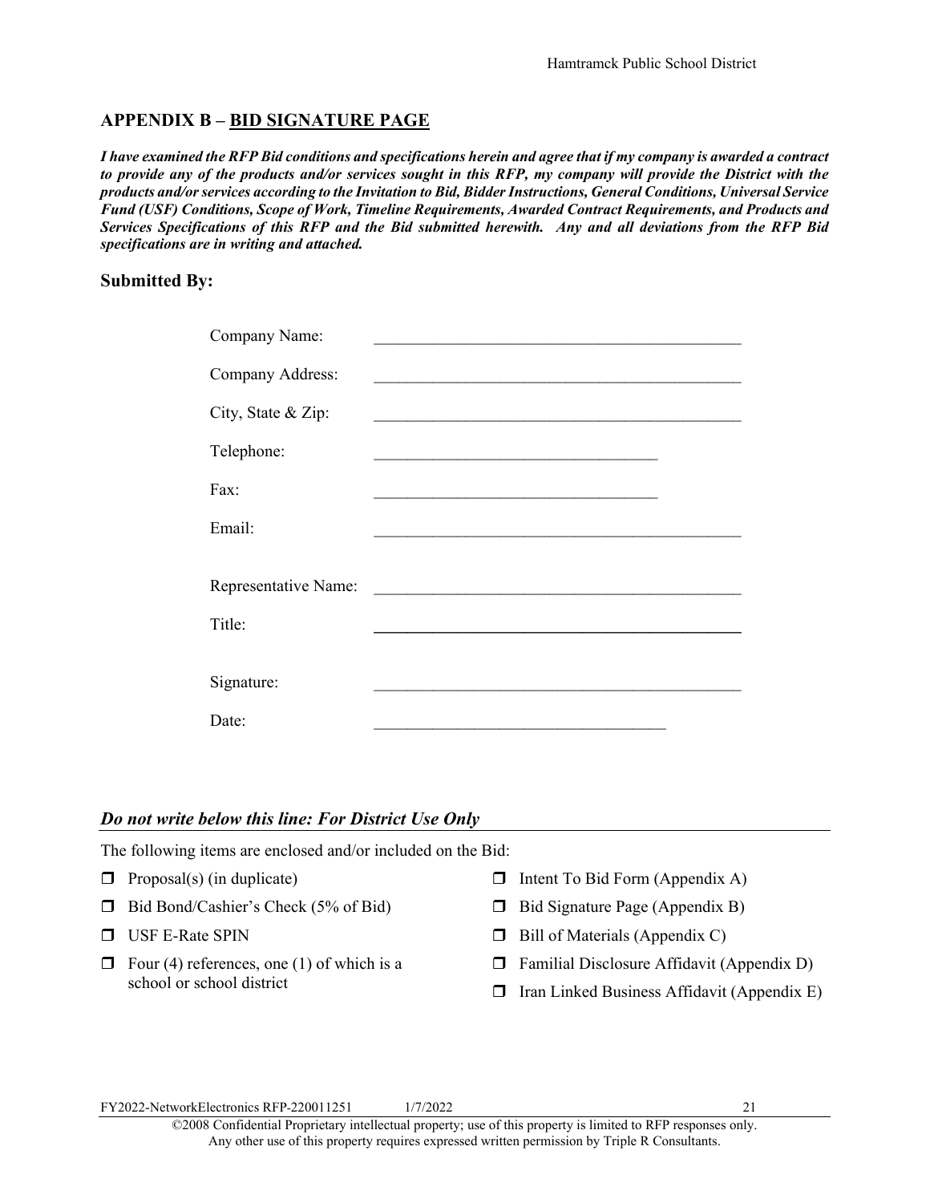## APPENDIX B – BID SIGNATURE PAGE

***I have examined the RFP Bid conditions and specifications herein and agree that if my company is awarded a contract to provide any of the products and/or services sought in this RFP, my company will provide the District with the products and/or services according to the Invitation to Bid, Bidder Instructions, General Conditions, Universal Service Fund (USF) Conditions, Scope of Work, Timeline Requirements, Awarded Contract Requirements, and Products and Services Specifications of this RFP and the Bid submitted herewith. Any and all deviations from the RFP Bid specifications are in writing and attached.***

### Submitted By:

Company Name: ____________________________________________

Company Address: ____________________________________________

City, State & Zip: ____________________________________________

Telephone: __________________________________

Fax: __________________________________

Email: ____________________________________________

Representative Name: ____________________________________________

Title: ____________________________________________

Signature: ____________________________________________

Date: ___________________________________

***Do not write below this line: For District Use Only***

The following items are enclosed and/or included on the Bid:

- ☐ Proposal(s) (in duplicate)
- ☐ Bid Bond/Cashier's Check (5% of Bid)
- ☐ USF E-Rate SPIN
- ☐ Four (4) references, one (1) of which is a school or school district
- ☐ Intent To Bid Form (Appendix A)
- ☐ Bid Signature Page (Appendix B)
- ☐ Bill of Materials (Appendix C)
- ☐ Familial Disclosure Affidavit (Appendix D)
- ☐ Iran Linked Business Affidavit (Appendix E)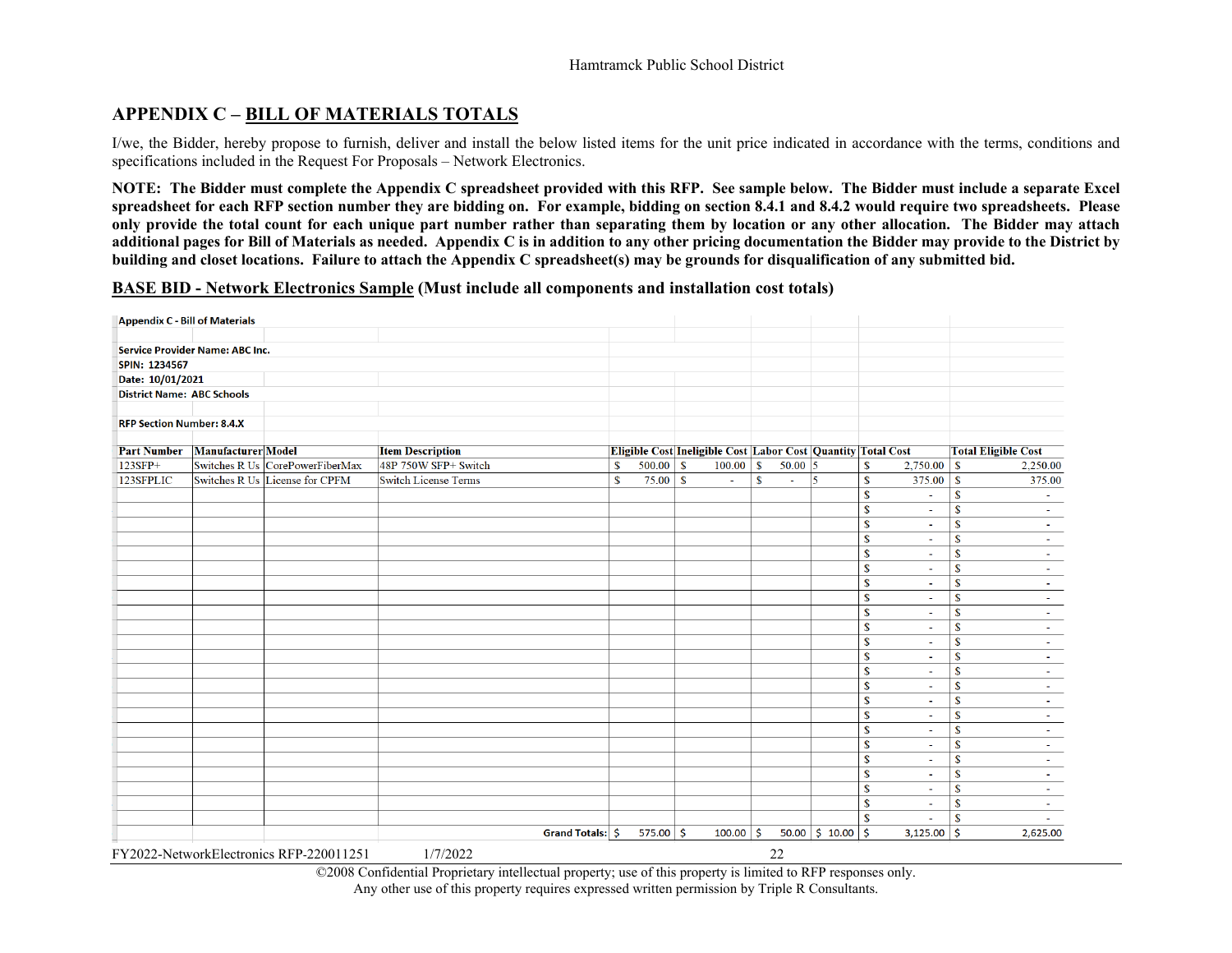## APPENDIX C – BILL OF MATERIALS TOTALS

I/we, the Bidder, hereby propose to furnish, deliver and install the below listed items for the unit price indicated in accordance with the terms, conditions and specifications included in the Request For Proposals – Network Electronics.

**NOTE: The Bidder must complete the Appendix C spreadsheet provided with this RFP. See sample below. The Bidder must include a separate Excel spreadsheet for each RFP section number they are bidding on. For example, bidding on section 8.4.1 and 8.4.2 would require two spreadsheets. Please only provide the total count for each unique part number rather than separating them by location or any other allocation. The Bidder may attach additional pages for Bill of Materials as needed. Appendix C is in addition to any other pricing documentation the Bidder may provide to the District by building and closet locations. Failure to attach the Appendix C spreadsheet(s) may be grounds for disqualification of any submitted bid.**

**BASE BID - Network Electronics Sample (Must include all components and installation cost totals)**

**Appendix C - Bill of Materials**

**Service Provider Name: ABC Inc.**
**SPIN: 1234567**
**Date: 10/01/2021**
**District Name: ABC Schools**

**RFP Section Number: 8.4.X**

| Part Number | Manufacturer | Model | Item Description | Eligible Cost | Ineligible Cost | Labor Cost | Quantity | Total Cost | Total Eligible Cost |
|---|---|---|---|---|---|---|---|---|---|
| 123SFP+ | Switches R Us | CorePowerFiberMax | 48P 750W SFP+ Switch | $ 500.00 | $ 100.00 | $ 50.00 | 5 | $ 2,750.00 | $ 2,250.00 |
| 123SFPLIC | Switches R Us | License for CPFM | Switch License Terms | $ 75.00 | $ - | $ - | 5 | $ 375.00 | $ 375.00 |
| | | | | | | | | $ - | $ - |
| | | | | | | | | $ - | $ - |
| | | | | | | | | $ - | $ - |
| | | | | | | | | $ - | $ - |
| | | | | | | | | $ - | $ - |
| | | | | | | | | $ - | $ - |
| | | | | | | | | $ - | $ - |
| | | | | | | | | $ - | $ - |
| | | | | | | | | $ - | $ - |
| | | | | | | | | $ - | $ - |
| | | | | | | | | $ - | $ - |
| | | | | | | | | $ - | $ - |
| | | | | | | | | $ - | $ - |
| | | | | | | | | $ - | $ - |
| | | | | | | | | $ - | $ - |
| | | | | | | | | $ - | $ - |
| | | | | | | | | $ - | $ - |
| | | | | | | | | $ - | $ - |
| | | | | | | | | $ - | $ - |
| | | | | | | | | $ - | $ - |
| | | | | | | | | $ - | $ - |
| | | | | | | | | $ - | $ - |
| | | | **Grand Totals:** | $ 575.00 | $ 100.00 | $ 50.00 | $ 10.00 | $ 3,125.00 | $ 2,625.00 |

FY2022-NetworkElectronics RFP-220011251 1/7/2022

©2008 Confidential Proprietary intellectual property; use of this property is limited to RFP responses only.
Any other use of this property requires expressed written permission by Triple R Consultants.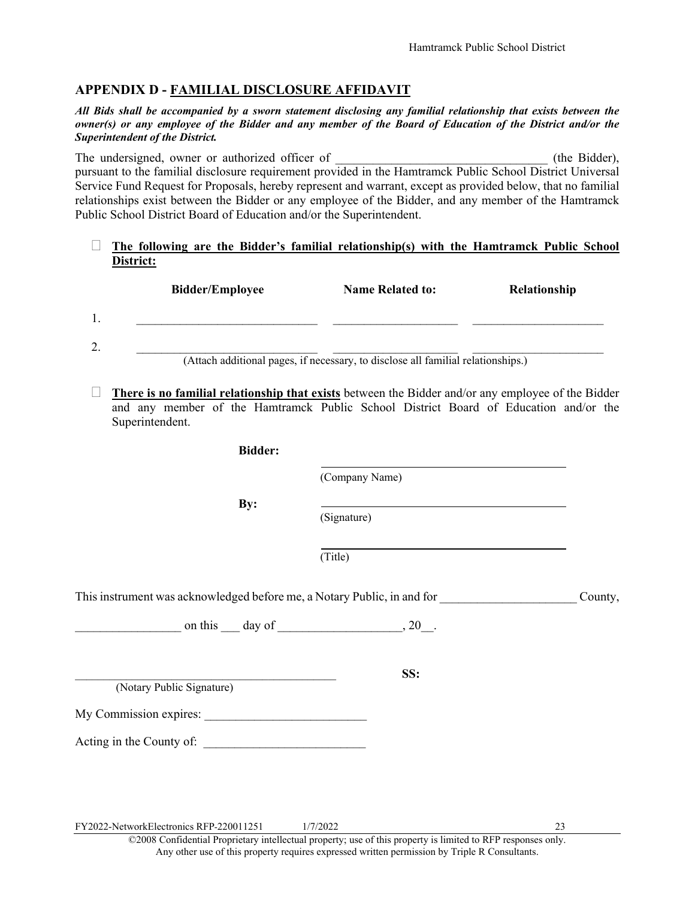## APPENDIX D - FAMILIAL DISCLOSURE AFFIDAVIT

***All Bids shall be accompanied by a sworn statement disclosing any familial relationship that exists between the owner(s) or any employee of the Bidder and any member of the Board of Education of the District and/or the Superintendent of the District.***

The undersigned, owner or authorized officer of ___________________________________ (the Bidder), pursuant to the familial disclosure requirement provided in the Hamtramck Public School District Universal Service Fund Request for Proposals, hereby represent and warrant, except as provided below, that no familial relationships exist between the Bidder or any employee of the Bidder, and any member of the Hamtramck Public School District Board of Education and/or the Superintendent.

☐ **The following are the Bidder's familial relationship(s) with the Hamtramck Public School District:**

| | Bidder/Employee | Name Related to: | Relationship |
|---|---|---|---|
| 1. | ______________________________ | ____________________ | ______________________ |
| 2. | ______________________________ | ____________________ | ______________________ |

(Attach additional pages, if necessary, to disclose all familial relationships.)

☐ **There is no familial relationship that exists** between the Bidder and/or any employee of the Bidder and any member of the Hamtramck Public School District Board of Education and/or the Superintendent.

**Bidder:** ________________________________________
(Company Name)

**By:** ________________________________________
(Signature)

________________________________________
(Title)

This instrument was acknowledged before me, a Notary Public, in and for ______________________ County, _________________ on this ___ day of ____________________, 20__.

____________________________________________ **SS:**
(Notary Public Signature)

My Commission expires: __________________________

Acting in the County of: __________________________

FY2022-NetworkElectronics RFP-220011251 1/7/2022

©2008 Confidential Proprietary intellectual property; use of this property is limited to RFP responses only. Any other use of this property requires expressed written permission by Triple R Consultants.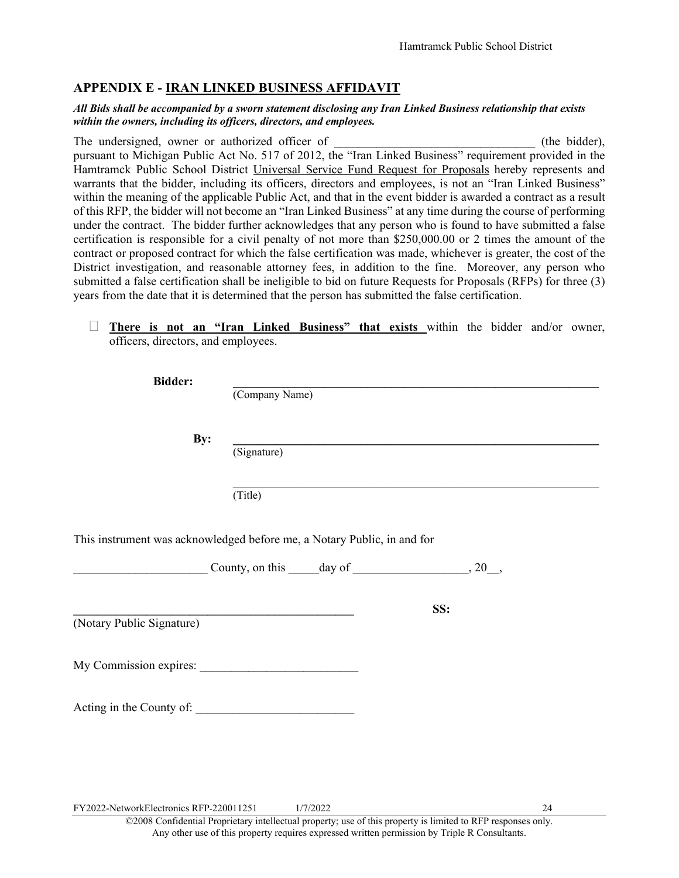## APPENDIX E - IRAN LINKED BUSINESS AFFIDAVIT

***All Bids shall be accompanied by a sworn statement disclosing any Iran Linked Business relationship that exists within the owners, including its officers, directors, and employees.***

The undersigned, owner or authorized officer of ________________________________ (the bidder), pursuant to Michigan Public Act No. 517 of 2012, the "Iran Linked Business" requirement provided in the Hamtramck Public School District Universal Service Fund Request for Proposals hereby represents and warrants that the bidder, including its officers, directors and employees, is not an "Iran Linked Business" within the meaning of the applicable Public Act, and that in the event bidder is awarded a contract as a result of this RFP, the bidder will not become an "Iran Linked Business" at any time during the course of performing under the contract. The bidder further acknowledges that any person who is found to have submitted a false certification is responsible for a civil penalty of not more than $250,000.00 or 2 times the amount of the contract or proposed contract for which the false certification was made, whichever is greater, the cost of the District investigation, and reasonable attorney fees, in addition to the fine. Moreover, any person who submitted a false certification shall be ineligible to bid on future Requests for Proposals (RFPs) for three (3) years from the date that it is determined that the person has submitted the false certification.

☐ **There is not an "Iran Linked Business" that exists** within the bidder and/or owner, officers, directors, and employees.

**Bidder:** ________________________________________________
(Company Name)

**By:** ________________________________________________
(Signature)

________________________________________________
(Title)

This instrument was acknowledged before me, a Notary Public, in and for

_____________________ County, on this _____day of __________________, 20__,

______________________________________ **SS:**
(Notary Public Signature)

My Commission expires: __________________________

Acting in the County of: __________________________

FY2022-NetworkElectronics RFP-220011251 1/7/2022

©2008 Confidential Proprietary intellectual property; use of this property is limited to RFP responses only. Any other use of this property requires expressed written permission by Triple R Consultants.